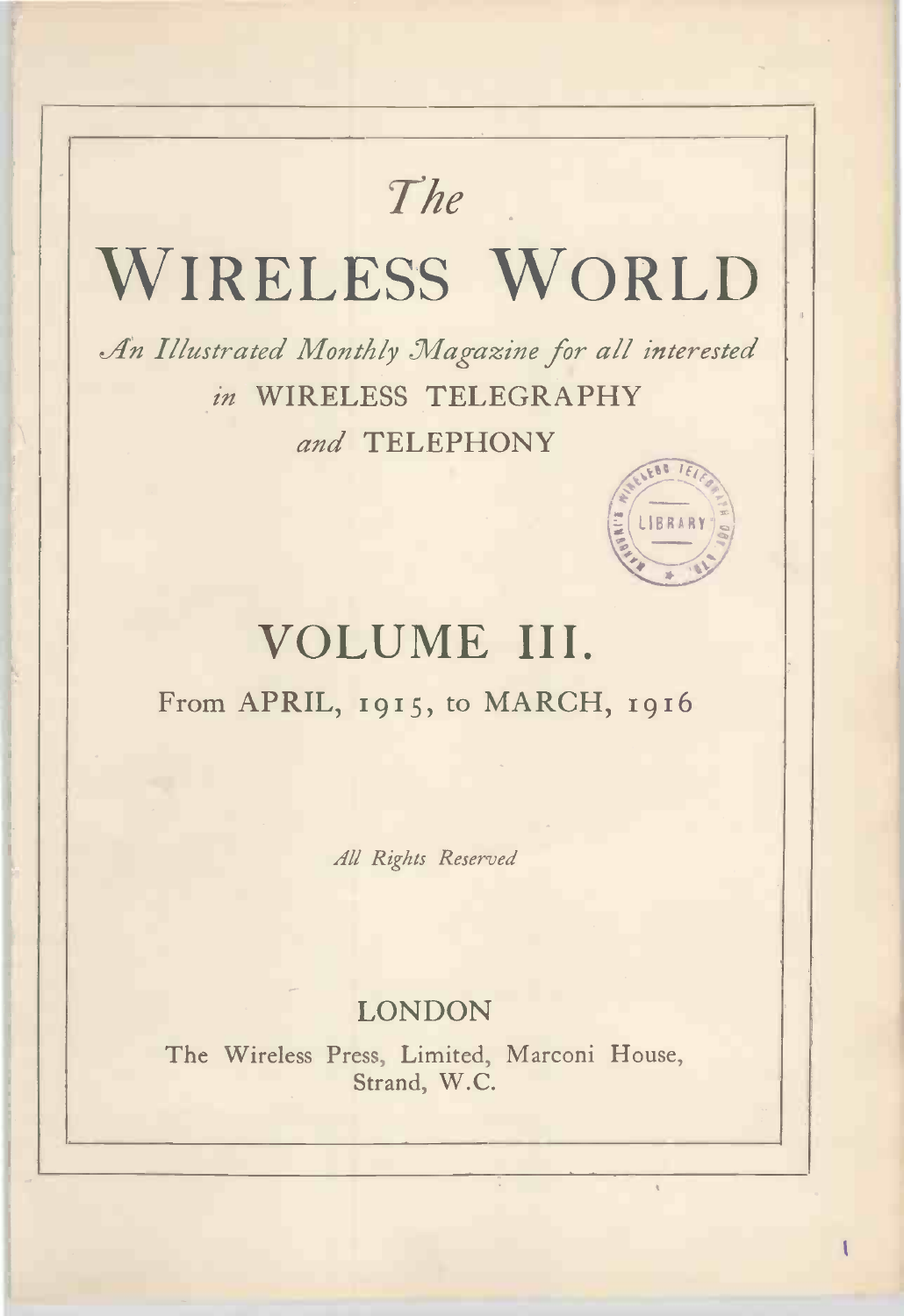*The*

# WIRELESS WORLD

*An Illustrated Monthly Magazine for all interested in* WIRELESS TELEGRAPHY *and* TELEPHONY

## VOLUME III.

From APRIL, 1915, to MARCH, 1916

*All Rights Reserved*

LONDON

The Wireless Press, Limited, Marconi House, Strand, W.C.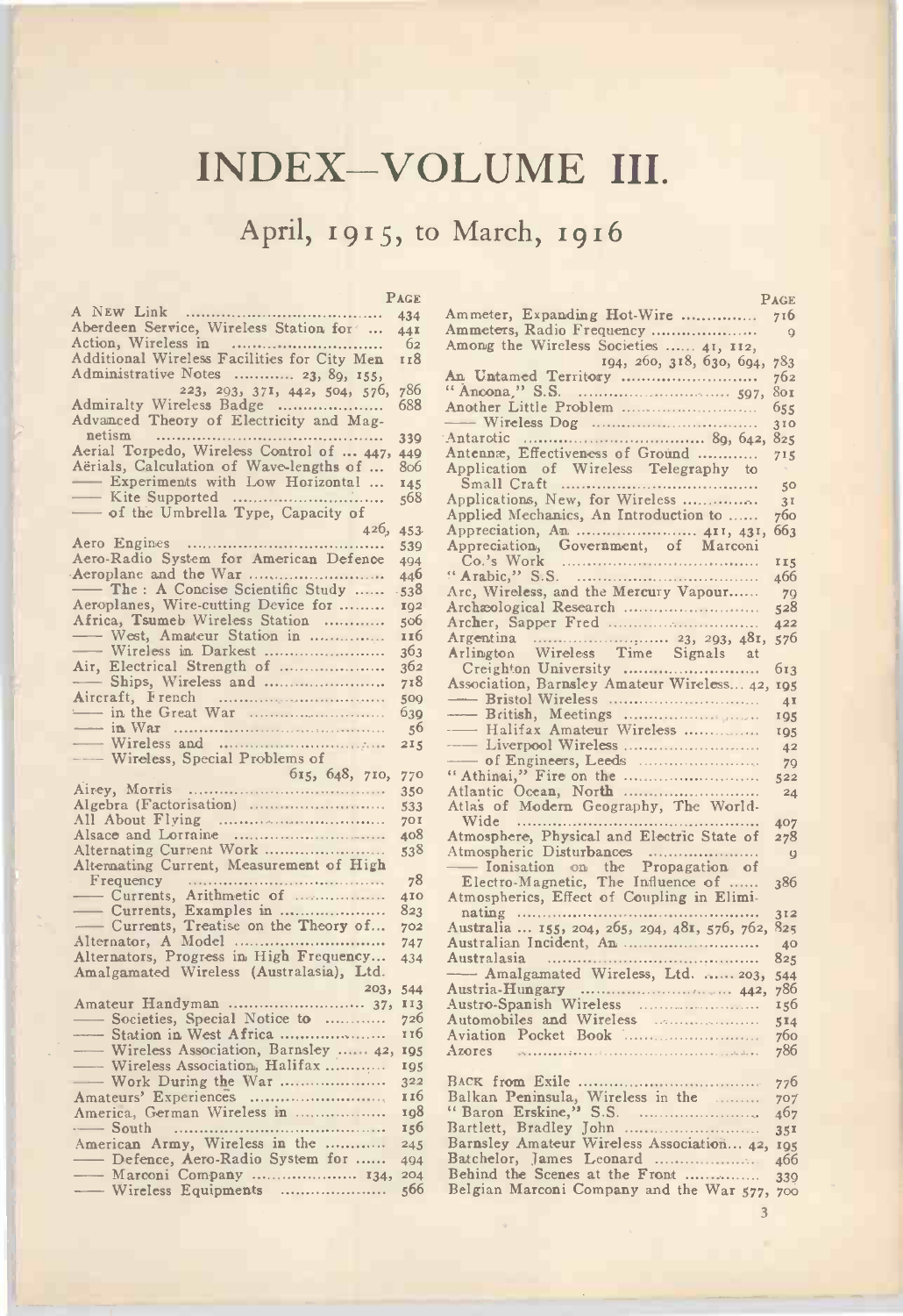# INDEX—VOLUME III.

## April, 1915, to March, 1916

PAGE

A NEW Link ........ 434
Aberdeen Service, Wireless Station for ... 441
Action, Wireless in ........ 62
Additional Wireless Facilities for City Men 118
Administrative Notes ........ 23, 89, 155, 223, 293, 371, 442, 504, 576, 786
Admiralty Wireless Badge ........ 688
Advanced Theory of Electricity and Magnetism ........ 339
Aerial Torpedo, Wireless Control of ... 447, 449
Aërials, Calculation of Wave-lengths of ... 806
—— Experiments with Low Horizontal ... 145
—— Kite Supported ........ 568
—— of the Umbrella Type, Capacity of 426, 453
Aero Engines ........ 539
Aero-Radio System for American Defence 494
Aeroplane and the War ........ 446
—— The: A Concise Scientific Study ...... 538
Aeroplanes, Wire-cutting Device for ........ 192
Africa, Tsumeb Wireless Station ........ 506
—— West, Amateur Station in ........ 116
—— Wireless in Darkest ........ 363
Air, Electrical Strength of ........ 362
—— Ships, Wireless and ........ 718
Aircraft, French ........ 509
—— in the Great War ........ 639
—— in War ........ 56
—— Wireless and ........ 215
—— Wireless, Special Problems of 615, 648, 710, 770
Airey, Morris ........ 350
Algebra (Factorisation) ........ 533
All About Flying ........ 701
Alsace and Lorraine ........ 408
Alternating Current Work ........ 538
Alternating Current, Measurement of High Frequency ........ 78
—— Currents, Arithmetic of ........ 410
—— Currents, Examples in ........ 823
—— Currents, Treatise on the Theory of... 702
Alternator, A Model ........ 747
Alternators, Progress in High Frequency... 434
Amalgamated Wireless (Australasia), Ltd. 203, 544
Amateur Handyman ........ 37, 113
—— Societies, Special Notice to ........ 726
—— Station in West Africa ........ 116
—— Wireless Association, Barnsley ...... 42, 195
—— Wireless Association, Halifax ........ 195
—— Work During the War ........ 322
Amateurs' Experiences ........ 116
America, German Wireless in ........ 198
—— South ........ 156
American Army, Wireless in the ........ 245
—— Defence, Aero-Radio System for ...... 494
—— Marconi Company ........ 134, 204
—— Wireless Equipments ........ 566

Ammeter, Expanding Hot-Wire ........ 716
Ammeters, Radio Frequency ........ 9
Among the Wireless Societies ...... 41, 112, 194, 260, 318, 630, 694, 783
An Untamed Territory ........ 762
"Ancona," S.S. ........ 597, 801
Another Little Problem ........ 655
—— Wireless Dog ........ 310
Antarctic ........ 89, 642, 825
Antennæ, Effectiveness of Ground ........ 715
Application of Wireless Telegraphy to Small Craft ........ 50
Applications, New, for Wireless ........ 31
Applied Mechanics, An Introduction to ...... 760
Appreciation, An ........ 411, 431, 663
Appreciation, Government, of Marconi Co.'s Work ........ 115
"Arabic," S.S. ........ 466
Arc, Wireless, and the Mercury Vapour...... 79
Archæological Research ........ 528
Archer, Sapper Fred ........ 422
Argentina ........ 23, 293, 481, 576
Arlington Wireless Time Signals at Creighton University ........ 613
Association, Barnsley Amateur Wireless... 42, 195
—— Bristol Wireless ........ 41
—— British, Meetings ........ 195
—— Halifax Amateur Wireless ........ 195
—— Liverpool Wireless ........ 42
—— of Engineers, Leeds ........ 79
"Athinai," Fire on the ........ 522
Atlantic Ocean, North ........ 24
Atlas of Modern Geography, The World-Wide ........ 407
Atmosphere, Physical and Electric State of 278
Atmospheric Disturbances ........ 9
—— Ionisation on the Propagation of Electro-Magnetic, The Influence of ...... 386
Atmospherics, Effect of Coupling in Eliminating ........ 312
Australia ... 155, 204, 265, 294, 481, 576, 762, 825
Australian Incident, An ........ 40
Australasia ........ 825
—— Amalgamated Wireless, Ltd. ...... 203, 544
Austria-Hungary ........ 442, 786
Austro-Spanish Wireless ........ 156
Automobiles and Wireless ........ 514
Aviation Pocket Book ........ 760
Azores ........ 786

BACK from Exile ........ 776
Balkan Peninsula, Wireless in the ........ 707
"Baron Erskine," S.S. ........ 467
Bartlett, Bradley John ........ 351
Barnsley Amateur Wireless Association... 42, 195
Batchelor, James Leonard ........ 466
Behind the Scenes at the Front ........ 339
Belgian Marconi Company and the War 577, 700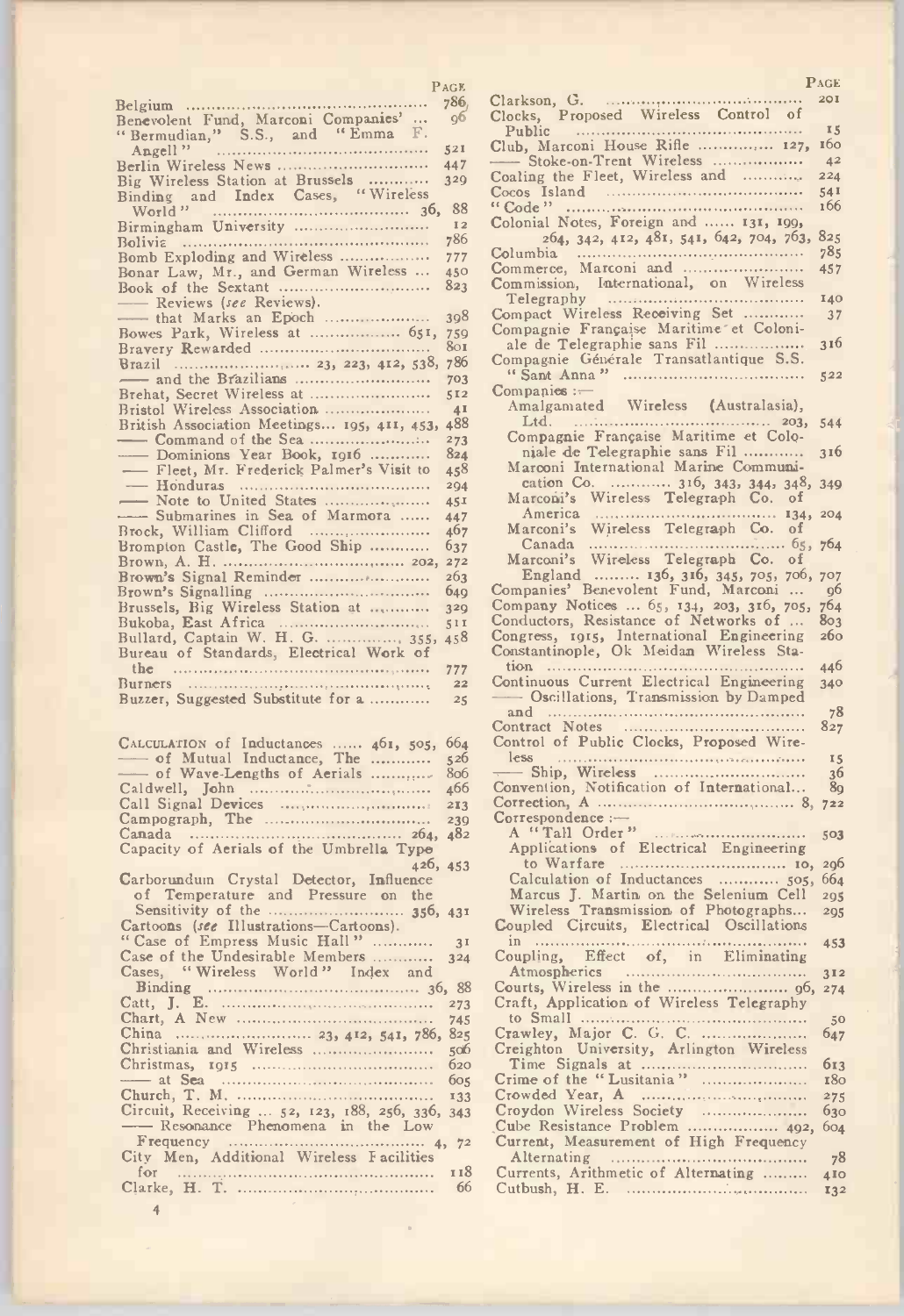| | PAGE |
|---|---|
| Belgium | 786 |
| Benevolent Fund, Marconi Companies' | 96 |
| "Bermudian," S.S., and "Emma F. Angell" | 521 |
| Berlin Wireless News | 447 |
| Big Wireless Station at Brussels | 329 |
| Binding and Index Cases, "Wireless World" | 36, 88 |
| Birmingham University | 12 |
| Bolivia | 786 |
| Bomb Exploding and Wireless | 777 |
| Bonar Law, Mr., and German Wireless | 450 |
| Book of the Sextant | 823 |
| —— Reviews (*see* Reviews). | |
| —— that Marks an Epoch | 398 |
| Bowes Park, Wireless at | 651, 759 |
| Bravery Rewarded | 801 |
| Brazil | 23, 223, 412, 538, 786 |
| —— and the Brazilians | 703 |
| Brehat, Secret Wireless at | 512 |
| Bristol Wireless Association | 41 |
| British Association Meetings | 195, 411, 453, 488 |
| —— Command of the Sea | 273 |
| —— Dominions Year Book, 1916 | 824 |
| —— Fleet, Mr. Frederick Palmer's Visit to | 458 |
| —— Honduras | 294 |
| —— Note to United States | 451 |
| —— Submarines in Sea of Marmora | 447 |
| Brock, William Clifford | 467 |
| Brompton Castle, The Good Ship | 637 |
| Brown, A. H. | 202, 272 |
| Brown's Signal Reminder | 263 |
| Brown's Signalling | 649 |
| Brussels, Big Wireless Station at | 329 |
| Bukoba, East Africa | 511 |
| Bullard, Captain W. H. G. | 355, 458 |
| Bureau of Standards, Electrical Work of the | 777 |
| Burners | 22 |
| Buzzer, Suggested Substitute for a | 25 |
| | |
| CALCULATION of Inductances | 461, 505, 664 |
| —— of Mutual Inductance, The | 526 |
| —— of Wave-Lengths of Aerials | 806 |
| Caldwell, John | 466 |
| Call Signal Devices | 213 |
| Campograph, The | 239 |
| Canada | 264, 482 |
| Capacity of Aerials of the Umbrella Type | 426, 453 |
| Carborundum Crystal Detector, Influence of Temperature and Pressure on the Sensitivity of the | 356, 431 |
| Cartoons (*see* Illustrations—Cartoons). | |
| "Case of Empress Music Hall" | 31 |
| Case of the Undesirable Members | 324 |
| Cases, "Wireless World" Index and Binding | 36, 88 |
| Catt, J. E. | 273 |
| Chart, A New | 745 |
| China | 23, 412, 541, 786, 825 |
| Christiania and Wireless | 506 |
| Christmas, 1915 | 620 |
| —— at Sea | 605 |
| Church, T. M. | 133 |
| Circuit, Receiving | 52, 123, 188, 256, 336, 343 |
| —— Resonance Phenomena in the Low Frequency | 4, 72 |
| City Men, Additional Wireless Facilities for | 118 |
| Clarke, H. T. | 66 |
| Clarkson, G. | 201 |
| Clocks, Proposed Wireless Control of Public | 15 |
| Club, Marconi House Rifle | 127, 160 |
| —— Stoke-on-Trent Wireless | 42 |
| Coaling the Fleet, Wireless and | 224 |
| Cocos Island | 541 |
| "Code" | 166 |
| Colonial Notes, Foreign and | 131, 199, 264, 342, 412, 481, 541, 642, 704, 763, 825 |
| Columbia | 785 |
| Commerce, Marconi and | 457 |
| Commission, International, on Wireless Telegraphy | 140 |
| Compact Wireless Receiving Set | 37 |
| Compagnie Française Maritime et Coloniale de Telegraphie sans Fil | 316 |
| Compagnie Générale Transatlantique S.S. "Sant Anna" | 522 |
| Companies:— | |
| Amalgamated Wireless (Australasia), Ltd. | 203, 544 |
| Compagnie Française Maritime et Coloniale de Telegraphie sans Fil | 316 |
| Marconi International Marine Communication Co. | 316, 343, 344, 348, 349 |
| Marconi's Wireless Telegraph Co. of America | 134, 204 |
| Marconi's Wireless Telegraph Co. of Canada | 65, 764 |
| Marconi's Wireless Telegraph Co. of England | 136, 316, 345, 705, 706, 707 |
| Companies' Benevolent Fund, Marconi | 96 |
| Company Notices | 65, 134, 203, 316, 705, 764 |
| Conductors, Resistance of Networks of | 803 |
| Congress, 1915, International Engineering | 260 |
| Constantinople, Ok Meidan Wireless Station | 446 |
| Continuous Current Electrical Engineering | 340 |
| —— Oscillations, Transmission by Damped and | 78 |
| Contract Notes | 827 |
| Control of Public Clocks, Proposed Wireless | 15 |
| —— Ship, Wireless | 36 |
| Convention, Notification of International | 89 |
| Correction, A | 8, 722 |
| Correspondence:— | |
| A "Tall Order" | 503 |
| Applications of Electrical Engineering to Warfare | 10, 296 |
| Calculation of Inductances | 505, 664 |
| Marcus J. Martin on the Selenium Cell | 295 |
| Wireless Transmission of Photographs | 295 |
| Coupled Circuits, Electrical Oscillations in | 453 |
| Coupling, Effect of, in Eliminating Atmospherics | 312 |
| Courts, Wireless in the | 96, 274 |
| Craft, Application of Wireless Telegraphy to Small | 50 |
| Crawley, Major C. G. C. | 647 |
| Creighton University, Arlington Wireless Time Signals at | 613 |
| Crime of the "Lusitania" | 180 |
| Crowded Year, A | 275 |
| Croydon Wireless Society | 630 |
| Cube Resistance Problem | 492, 604 |
| Current, Measurement of High Frequency Alternating | 78 |
| Currents, Arithmetic of Alternating | 410 |
| Cutbush, H. E. | 132 |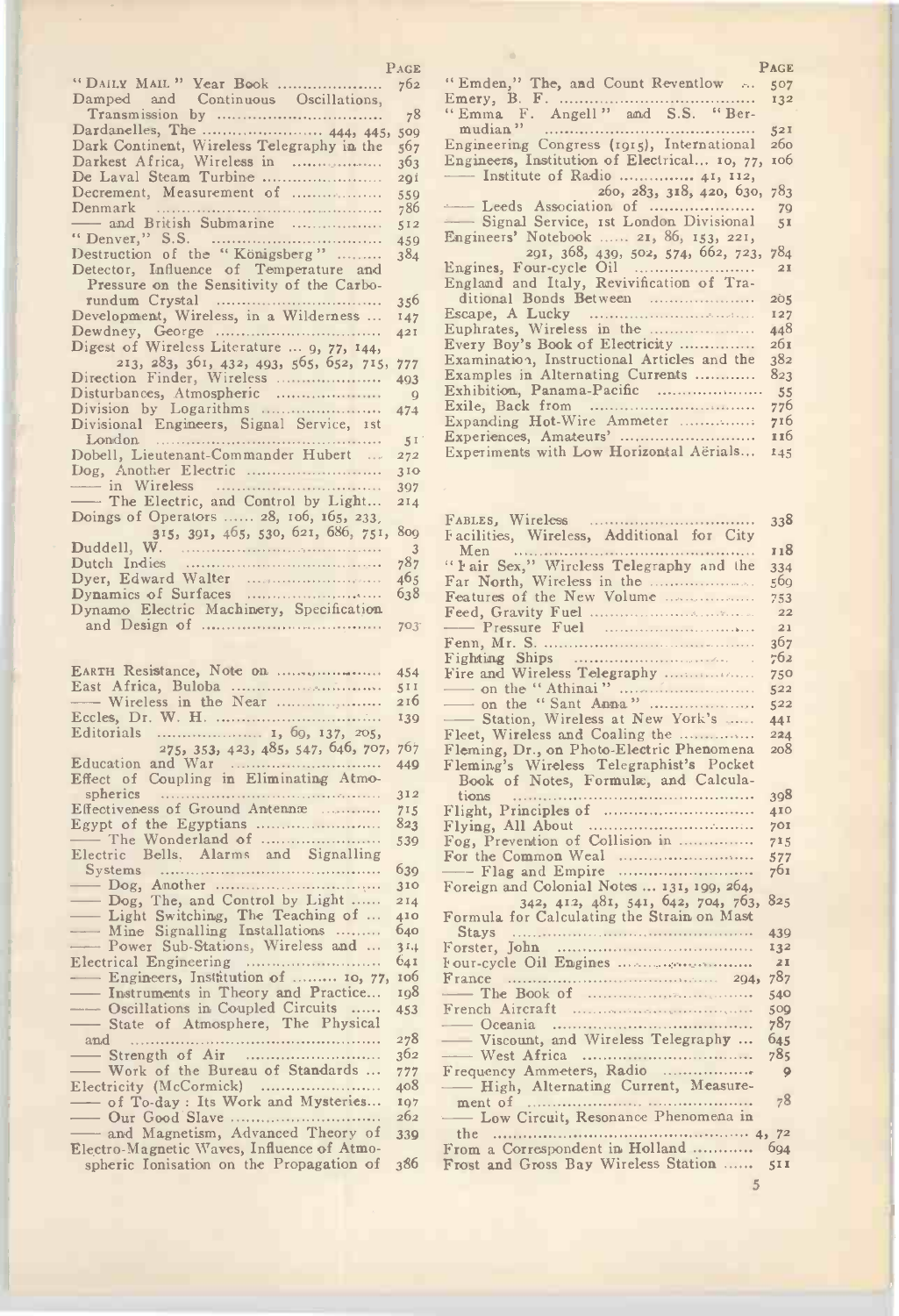PAGE

"DAILY MAIL" Year Book ... 762
Damped and Continuous Oscillations, Transmission by ... 78
Dardanelles, The ... 444, 445, 509
Dark Continent, Wireless Telegraphy in the 567
Darkest Africa, Wireless in ... 363
De Laval Steam Turbine ... 291
Decrement, Measurement of ... 559
Denmark ... 786
—— and British Submarine ... 512
"Denver," S.S. ... 459
Destruction of the "Königsberg" ... 384
Detector, Influence of Temperature and Pressure on the Sensitivity of the Carborundum Crystal ... 356
Development, Wireless, in a Wilderness ... 147
Dewdney, George ... 421
Digest of Wireless Literature ... 9, 77, 144, 213, 283, 361, 432, 493, 565, 652, 715, 777
Direction Finder, Wireless ... 493
Disturbances, Atmospheric ... 9
Division by Logarithms ... 474
Divisional Engineers, Signal Service, 1st London ... 51
Dobell, Lieutenant-Commander Hubert ... 272
Dog, Another Electric ... 310
—— in Wireless ... 397
—— The Electric, and Control by Light... 214
Doings of Operators ... 28, 106, 165, 233, 315, 391, 465, 530, 621, 686, 751, 809
Duddell, W. ... 3
Dutch Indies ... 787
Dyer, Edward Walter ... 465
Dynamics of Surfaces ... 638
Dynamo Electric Machinery, Specification and Design of ... 703

EARTH Resistance, Note on ... 454
East Africa, Buloba ... 511
—— Wireless in the Near ... 216
Eccles, Dr. W. H. ... 139
Editorials ... 1, 69, 137, 205, 275, 353, 423, 485, 547, 646, 707, 767
Education and War ... 449
Effect of Coupling in Eliminating Atmospherics ... 312
Effectiveness of Ground Antennæ ... 715
Egypt of the Egyptians ... 823
—— The Wonderland of ... 539
Electric Bells, Alarms and Signalling Systems ... 639
—— Dog, Another ... 310
—— Dog, The, and Control by Light ... 214
—— Light Switching, The Teaching of ... 410
—— Mine Signalling Installations ... 640
—— Power Sub-Stations, Wireless and ... 314
Electrical Engineering ... 641
—— Engineers, Institution of ... 10, 77, 106
—— Instruments in Theory and Practice... 198
—— Oscillations in Coupled Circuits ... 453
—— State of Atmosphere, The Physical and ... 278
—— Strength of Air ... 362
—— Work of the Bureau of Standards ... 777
Electricity (McCormick) ... 408
—— of To-day: Its Work and Mysteries... 197
—— Our Good Slave ... 262
—— and Magnetism, Advanced Theory of 339
Electro-Magnetic Waves, Influence of Atmospheric Ionisation on the Propagation of 386

"Emden," The, and Count Reventlow ... 507
Emery, B. F. ... 132
"Emma F. Angell" and S.S. "Bermudian" ... 521
Engineering Congress (1915), International 260
Engineers, Institution of Electrical... 10, 77, 106
—— Institute of Radio ... 41, 112, 260, 283, 318, 420, 630, 783
—— Leeds Association of ... 79
—— Signal Service, 1st London Divisional 51
Engineers' Notebook ... 21, 86, 153, 221, 291, 368, 439, 502, 574, 662, 723, 784
Engines, Four-cycle Oil ... 21
England and Italy, Revivification of Traditional Bonds Between ... 205
Escape, A Lucky ... 127
Euphrates, Wireless in the ... 448
Every Boy's Book of Electricity ... 261
Examination, Instructional Articles and the 382
Examples in Alternating Currents ... 823
Exhibition, Panama-Pacific ... 55
Exile, Back from ... 776
Expanding Hot-Wire Ammeter ... 716
Experiences, Amateurs' ... 116
Experiments with Low Horizontal Aërials... 145

FABLES, Wireless ... 338
Facilities, Wireless, Additional for City Men ... 118
"Fair Sex," Wireless Telegraphy and the 334
Far North, Wireless in the ... 569
Features of the New Volume ... 753
Feed, Gravity Fuel ... 22
—— Pressure Fuel ... 21
Fenn, Mr. S. ... 367
Fighting Ships ... 762
Fire and Wireless Telegraphy ... 750
—— on the "Athinai" ... 522
—— on the "Sant Anna" ... 522
—— Station, Wireless at New York's ... 441
Fleet, Wireless and Coaling the ... 224
Fleming, Dr., on Photo-Electric Phenomena 208
Fleming's Wireless Telegraphist's Pocket Book of Notes, Formulæ, and Calculations ... 398
Flight, Principles of ... 410
Flying, All About ... 701
Fog, Prevention of Collision in ... 715
For the Common Weal ... 577
—— Flag and Empire ... 761
Foreign and Colonial Notes ... 131, 199, 264, 342, 412, 481, 541, 642, 704, 763, 825
Formula for Calculating the Strain on Mast Stays ... 439
Forster, John ... 132
Four-cycle Oil Engines ... 21
France ... 294, 787
—— The Book of ... 540
French Aircraft ... 509
—— Oceania ... 787
—— Viscount, and Wireless Telegraphy ... 645
—— West Africa ... 785
Frequency Ammeters, Radio ... 9
—— High, Alternating Current, Measurement of ... 78
—— Low Circuit, Resonance Phenomena in the ... 4, 72
From a Correspondent in Holland ... 694
Frost and Gross Bay Wireless Station ... 511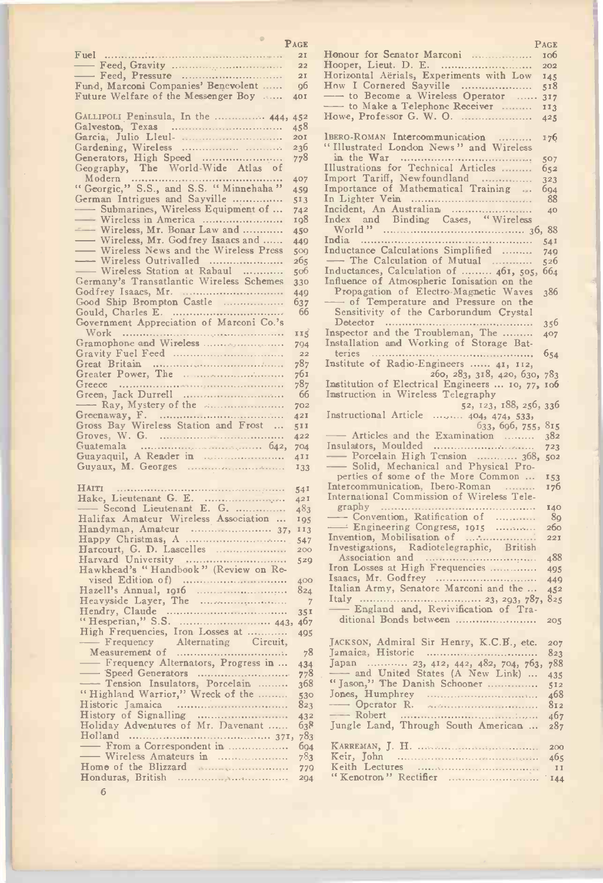| | PAGE |
|---|---|
| Fuel | 21 |
| —— Feed, Gravity | 22 |
| —— Feed, Pressure | 21 |
| Fund, Marconi Companies' Benevolent | 96 |
| Future Welfare of the Messenger Boy | 401 |
| GALLIPOLI Peninsula, In the | 444, 452 |
| Galveston, Texas | 458 |
| Garcia, Julio Lleul- | 201 |
| Gardening, Wireless | 236 |
| Generators, High Speed | 778 |
| Geography, The World-Wide Atlas of Modern | 407 |
| "Georgic," S.S., and S.S. "Minnehaha" | 459 |
| German Intrigues and Sayville | 513 |
| —— Submarines, Wireless Equipment of | 742 |
| —— Wireless in America | 198 |
| —— Wireless, Mr. Bonar Law and | 450 |
| —— Wireless, Mr. Godfrey Isaacs and | 449 |
| —— Wireless News and the Wireless Press | 509 |
| —— Wireless Outrivalled | 265 |
| —— Wireless Station at Rabaul | 506 |
| Germany's Transatlantic Wireless Schemes | 330 |
| Godfrey Isaacs, Mr. | 449 |
| Good Ship Brompton Castle | 637 |
| Gould, Charles E. | 66 |
| Government Appreciation of Marconi Co.'s Work | 115 |
| Gramophone and Wireless | 794 |
| Gravity Fuel Feed | 22 |
| Great Britain | 787 |
| Greater Power, The | 761 |
| Greece | 787 |
| Green, Jack Durrell | 66 |
| —— Ray, Mystery of the | 702 |
| Greenaway, F. | 421 |
| Gross Bay Wireless Station and Frost | 511 |
| Groves, W. G. | 422 |
| Guatemala | 642, 704 |
| Guayaquil, A Reader in | 411 |
| Guyaux, M. Georges | 133 |
| HAITI | 541 |
| Hake, Lieutenant G. E. | 421 |
| —— Second Lieutenant E. G. | 483 |
| Halifax Amateur Wireless Association | 195 |
| Handyman, Amateur | 37, 113 |
| Happy Christmas, A | 547 |
| Harcourt, G. D. Lascelles | 200 |
| Harvard University | 529 |
| Hawkhead's "Handbook" (Review on Revised Edition of) | 400 |
| Hazell's Annual, 1916 | 824 |
| Heavyside Layer, The | 7 |
| Hendry, Claude | 351 |
| "Hesperian," S.S. | 443, 467 |
| High Frequencies, Iron Losses at | 495 |
| —— Frequency Alternating Circuit, Measurement of | 78 |
| —— Frequency Alternators, Progress in | 434 |
| —— Speed Generators | 778 |
| —— Tension Insulators, Porcelain | 368 |
| "Highland Warrior," Wreck of the | 530 |
| Historic Jamaica | 823 |
| History of Signalling | 432 |
| Holiday Adventures of Mr. Davenant | 638 |
| Holland | 371, 783 |
| —— From a Correspondent in | 694 |
| —— Wireless Amateurs in | 783 |
| Home of the Blizzard | 779 |
| Honduras, British | 294 |
| Honour for Senator Marconi | 106 |
| Hooper, Lieut. D. E. | 202 |
| Horizontal Aërials, Experiments with Low | 145 |
| How I Cornered Sayville | 518 |
| —— to Become a Wireless Operator | 317 |
| —— to Make a Telephone Receiver | 113 |
| Howe, Professor G. W. O. | 425 |
| IBERO-ROMAN Intercommunication | 176 |
| "Illustrated London News" and Wireless in the War | 507 |
| Illustrations for Technical Articles | 652 |
| Import Tariff, Newfoundland | 323 |
| Importance of Mathematical Training | 694 |
| In Lighter Vein | 88 |
| Incident, An Australian | 40 |
| Index and Binding Cases, "Wireless World" | 36, 88 |
| India | 541 |
| Inductance Calculations Simplified | 749 |
| —— The Calculation of Mutual | 526 |
| Inductances, Calculation of | 461, 505, 664 |
| Influence of Atmospheric Ionisation on the Propagation of Electro-Magnetic Waves | 386 |
| —— of Temperature and Pressure on the Sensitivity of the Carborundum Crystal Detector | 356 |
| Inspector and the Troubleman, The | 407 |
| Installation and Working of Storage Batteries | 654 |
| Institute of Radio-Engineers | 41, 112, 260, 283, 318, 420, 630, 783 |
| Institution of Electrical Engineers | 10, 77, 106 |
| Instruction in Wireless Telegraphy | 52, 123, 188, 256, 336 |
| Instructional Article | 404, 474, 533, 633, 696, 755, 815 |
| —— Articles and the Examination | 382 |
| Insulators, Moulded | 723 |
| —— Porcelain High Tension | 368, 502 |
| —— Solid, Mechanical and Physical Properties of some of the More Common | 153 |
| Intercommunication, Ibero-Roman | 176 |
| International Commission of Wireless Telegraphy | 140 |
| —— Convention, Ratification of | 89 |
| —— Engineering Congress, 1915 | 260 |
| Invention, Mobilisation of | 221 |
| Investigations, Radiotelegraphic, British Association and | 488 |
| Iron Losses at High Frequencies | 495 |
| Isaacs, Mr. Godfrey | 449 |
| Italian Army, Senatore Marconi and the | 452 |
| Italy | 23, 293, 787, 825 |
| —— England and, Revivification of Traditional Bonds between | 205 |
| JACKSON, Admiral Sir Henry, K.C.B., etc. | 207 |
| Jamaica, Historic | 823 |
| Japan | 23, 412, 442, 482, 704, 763, 788 |
| —— and United States (A New Link) | 435 |
| "Jason," The Danish Schooner | 512 |
| Jones, Humphrey | 468 |
| —— Operator R. | 812 |
| —— Robert | 467 |
| Jungle Land, Through South American | 287 |
| KARREMAN, J. H. | 200 |
| Keir, John | 465 |
| Keith Lectures | 11 |
| "Kenotron" Rectifier | 144 |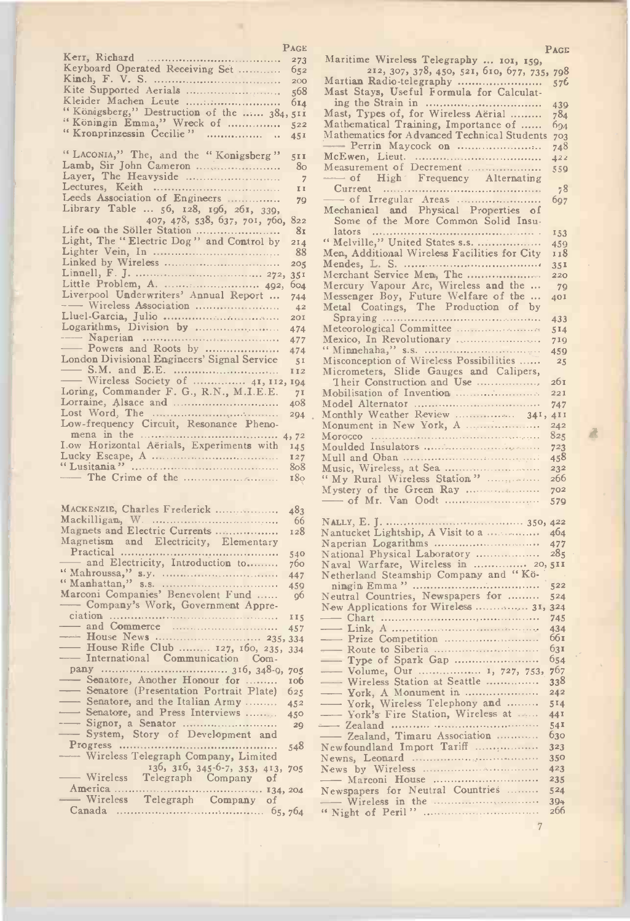| | Page |
|---|---|
| Kerr, Richard | 273 |
| Keyboard Operated Receiving Set | 652 |
| Kinch, F. V. S. | 200 |
| Kite Supported Aerials | 568 |
| Kleider Machen Leute | 614 |
| "Königsberg," Destruction of the | 384, 511 |
| "Köningin Emma," Wreck of | 522 |
| "Kronprinzessin Cecilie" | 451 |
| "Laconia," The, and the "Konigsberg" | 511 |
| Lamb, Sir John Cameron | 80 |
| Layer, The Heavyside | 7 |
| Lectures, Keith | 11 |
| Leeds Association of Engineers | 79 |
| Library Table ... 56, 128, 196, 261, 339, 407, 478, 538, 637, 701, 760, | 822 |
| Life on the Söller Station | 81 |
| Light, The "Electric Dog" and Control by | 214 |
| Lighter Vein, In | 88 |
| Linked by Wireless | 205 |
| Linnell, F. J. | 272, 351 |
| Little Problem, A. | 492, 604 |
| Liverpool Underwriters' Annual Report | 744 |
| —— Wireless Association | 42 |
| Lluel-Garcia, Julio | 201 |
| Logarithms, Division by | 474 |
| —— Naperian | 477 |
| —— Powers and Roots by | 474 |
| London Divisional Engineers' Signal Service | 51 |
| —— S.M. and E.E. | 112 |
| —— Wireless Society of | 41, 112, 194 |
| Loring, Commander F. G., R.N., M.I.E.E. | 71 |
| Lorraine, Alsace and | 408 |
| Lost Word, The | 294 |
| Low-frequency Circuit, Resonance Phenomena in the | 4, 72 |
| Low Horizontal Aërials, Experiments with | 145 |
| Lucky Escape, A | 127 |
| "Lusitania" | 808 |
| —— The Crime of the | 180 |
| Mackenzie, Charles Frederick | 483 |
| Mackilligan, W. | 66 |
| Magnets and Electric Currents | 128 |
| Magnetism and Electricity, Elementary Practical | 540 |
| —— and Electricity, Introduction to | 760 |
| "Mahroussa," s.y. | 447 |
| "Manhattan," s.s. | 459 |
| Marconi Companies' Benevolent Fund | 96 |
| —— Company's Work, Government Appreciation | 115 |
| —— and Commerce | 457 |
| —— House News | 235, 334 |
| —— House Rifle Club | 127, 160, 235, 334 |
| —— International Communication Company | 316, 348-9, 705 |
| —— Senatore, Another Honour for | 106 |
| —— Senatore (Presentation Portrait Plate) | 625 |
| —— Senatore, and the Italian Army | 452 |
| —— Senatore, and Press Interviews | 450 |
| —— Signor, a Senator | 29 |
| —— System, Story of Development and Progress | 548 |
| —— Wireless Telegraph Company, Limited | 136, 316, 345-6-7, 353, 413, 705 |
| —— Wireless Telegraph Company of America | 134, 204 |
| —— Wireless Telegraph Company of Canada | 65, 764 |
| Maritime Wireless Telegraphy ... 101, 159, 212, 307, 378, 450, 521, 610, 677, 735, | 798 |
| Martian Radio-telegraphy | 576 |
| Mast Stays, Useful Formula for Calculating the Strain in | 439 |
| Mast, Types of, for Wireless Aërial | 784 |
| Mathematical Training, Importance of | 694 |
| Mathematics for Advanced Technical Students | 703 |
| —— Perrin Maycock on | 748 |
| McEwen, Lieut. | 422 |
| Measurement of Decrement | 559 |
| —— of High Frequency Alternating Current | 78 |
| —— of Irregular Areas | 697 |
| Mechanical and Physical Properties of Some of the More Common Solid Insulators | 153 |
| "Melville," United States s.s. | 459 |
| Men, Additional Wireless Facilities for City | 118 |
| Mendes, L. S. | 351 |
| Merchant Service Men, The | 220 |
| Mercury Vapour Arc, Wireless and the | 79 |
| Messenger Boy, Future Welfare of the | 401 |
| Metal Coatings, The Production of by Spraying | 433 |
| Meteorological Committee | 514 |
| Mexico, In Revolutionary | 719 |
| "Minnehaha," s.s. | 459 |
| Misconception of Wireless Possibilities | 25 |
| Micrometers, Slide Gauges and Calipers, Their Construction and Use | 261 |
| Mobilisation of Invention | 221 |
| Model Alternator | 747 |
| Monthly Weather Review | 341, 411 |
| Monument in New York, A | 242 |
| Morocco | 825 |
| Moulded Insulators | 723 |
| Mull and Oban | 458 |
| Music, Wireless, at Sea | 232 |
| "My Rural Wireless Station" | 266 |
| Mystery of the Green Ray | 702 |
| —— of Mr. Van Oodt | 579 |
| Nally, E. J. | 350, 422 |
| Nantucket Lightship, A Visit to a | 464 |
| Naperian Logarithms | 477 |
| National Physical Laboratory | 285 |
| Naval Warfare, Wireless in | 20, 511 |
| Netherland Steamship Company and "Köningin Emma" | 522 |
| Neutral Countries, Newspapers for | 524 |
| New Applications for Wireless | 31, 324 |
| —— Chart | 745 |
| —— Link, A | 434 |
| —— Prize Competition | 661 |
| —— Route to Siberia | 631 |
| —— Type of Spark Gap | 654 |
| —— Volume, Our | 1, 727, 753, 767 |
| —— Wireless Station at Seattle | 338 |
| —— York, A Monument in | 242 |
| —— York, Wireless Telephony and | 514 |
| —— York's Fire Station, Wireless at | 441 |
| —— Zealand | 541 |
| —— Zealand, Timaru Association | 630 |
| Newfoundland Import Tariff | 323 |
| Newns, Leonard | 350 |
| News by Wireless | 423 |
| —— Marconi House | 235 |
| Newspapers for Neutral Countries | 524 |
| —— Wireless in the | 394 |
| "Night of Peril" | 266 |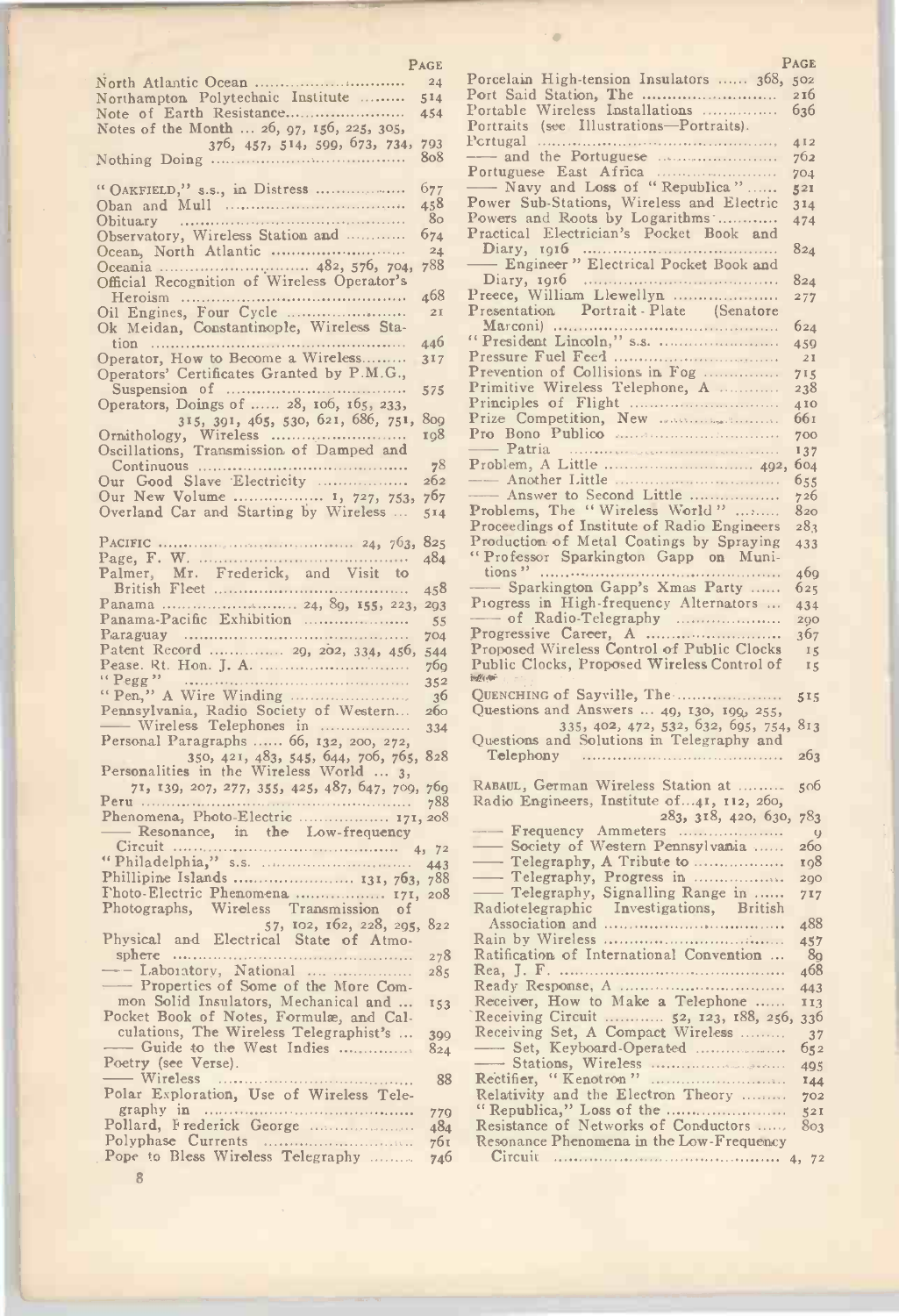| | PAGE |
|---|---|
| North Atlantic Ocean | 24 |
| Northampton Polytechnic Institute | 514 |
| Note of Earth Resistance | 454 |
| Notes of the Month ... 26, 97, 156, 225, 305, 376, 457, 514, 599, 673, 734, | 793 |
| Nothing Doing | 808 |
| "OAKFIELD," s.s., in Distress | 677 |
| Oban and Mull | 458 |
| Obituary | 80 |
| Observatory, Wireless Station and | 674 |
| Ocean, North Atlantic | 24 |
| Oceania ... 482, 576, 704, | 788 |
| Official Recognition of Wireless Operator's Heroism | 468 |
| Oil Engines, Four Cycle | 21 |
| Ok Meidan, Constantinople, Wireless Station | 446 |
| Operator, How to Become a Wireless | 317 |
| Operators' Certificates Granted by P.M.G., Suspension of | 575 |
| Operators, Doings of ...... 28, 106, 165, 233, 315, 391, 465, 530, 621, 686, 751, | 809 |
| Ornithology, Wireless | 198 |
| Oscillations, Transmission of Damped and Continuous | 78 |
| Our Good Slave Electricity | 262 |
| Our New Volume ... 1, 727, 753, | 767 |
| Overland Car and Starting by Wireless | 514 |
| PACIFIC ... 24, 763, | 825 |
| Page, F. W. | 484 |
| Palmer, Mr. Frederick, and Visit to British Fleet | 458 |
| Panama ... 24, 89, 155, 223, | 293 |
| Panama-Pacific Exhibition | 55 |
| Paraguay | 704 |
| Patent Record ... 29, 202, 334, 456, | 544 |
| Pease. Rt. Hon. J. A. | 769 |
| "Pegg" | 352 |
| "Pen," A Wire Winding | 36 |
| Pennsylvania, Radio Society of Western | 260 |
| —— Wireless Telephones in | 334 |
| Personal Paragraphs ...... 66, 132, 200, 272, 350, 421, 483, 545, 644, 706, 765, | 828 |
| Personalities in the Wireless World ... 3, 71, 139, 207, 277, 355, 425, 487, 647, 709, | 769 |
| Peru | 788 |
| Phenomena, Photo-Electric ... 171, | 208 |
| —— Resonance, in the Low-frequency Circuit ... 4, | 72 |
| "Philadelphia," s.s. | 443 |
| Phillipine Islands ... 131, 763, | 788 |
| Photo-Electric Phenomena ... 171, | 208 |
| Photographs, Wireless Transmission of 57, 102, 162, 228, 295, | 822 |
| Physical and Electrical State of Atmosphere | 278 |
| —— Laboratory, National | 285 |
| —— Properties of Some of the More Common Solid Insulators, Mechanical and | 153 |
| Pocket Book of Notes, Formulæ, and Calculations, The Wireless Telegraphist's | 399 |
| —— Guide to the West Indies | 824 |
| Poetry (see Verse). | |
| —— Wireless | 88 |
| Polar Exploration, Use of Wireless Telegraphy in | 779 |
| Pollard, Frederick George | 484 |
| Polyphase Currents | 761 |
| Pope to Bless Wireless Telegraphy | 746 |

| | PAGE |
|---|---|
| Porcelain High-tension Insulators ... 368, | 502 |
| Port Said Station, The | 216 |
| Portable Wireless Installations | 636 |
| Portraits (see Illustrations—Portraits). | |
| Portugal | 412 |
| —— and the Portuguese | 762 |
| Portuguese East Africa | 704 |
| —— Navy and Loss of "Republica" | 521 |
| Power Sub-Stations, Wireless and Electric | 314 |
| Powers and Roots by Logarithms | 474 |
| Practical Electrician's Pocket Book and Diary, 1916 | 824 |
| —— Engineer" Electrical Pocket Book and Diary, 1916 | 824 |
| Preece, William Llewellyn | 277 |
| Presentation Portrait-Plate (Senatore Marconi) | 624 |
| "President Lincoln," s.s. | 459 |
| Pressure Fuel Feed | 21 |
| Prevention of Collisions in Fog | 715 |
| Primitive Wireless Telephone, A | 238 |
| Principles of Flight | 410 |
| Prize Competition, New | 661 |
| Pro Bono Publico | 700 |
| —— Patria | 137 |
| Problem, A Little ... 492, | 604 |
| —— Another Little | 655 |
| —— Answer to Second Little | 726 |
| Problems, The "Wireless World" | 820 |
| Proceedings of Institute of Radio Engineers | 283 |
| Production of Metal Coatings by Spraying | 433 |
| "Professor Sparkington Gapp on Munitions" | 469 |
| —— Sparkington Gapp's Xmas Party | 625 |
| Progress in High-frequency Alternators | 434 |
| —— of Radio-Telegraphy | 290 |
| Progressive Career, A | 367 |
| Proposed Wireless Control of Public Clocks | 15 |
| Public Clocks, Proposed Wireless Control of | 15 |
| QUENCHING of Sayville, The | 515 |
| Questions and Answers ... 49, 130, 199, 255, 335, 402, 472, 532, 632, 695, 754, | 813 |
| Questions and Solutions in Telegraphy and Telephony | 263 |
| RABAUL, German Wireless Station at | 506 |
| Radio Engineers, Institute of...41, 112, 260, 283, 318, 420, 630, | 783 |
| —— Frequency Ammeters | 9 |
| —— Society of Western Pennsylvania | 260 |
| —— Telegraphy, A Tribute to | 198 |
| —— Telegraphy, Progress in | 290 |
| —— Telegraphy, Signalling Range in | 717 |
| Radiotelegraphic Investigations, British Association and | 488 |
| Rain by Wireless | 457 |
| Ratification of International Convention | 89 |
| Rea, J. F. | 468 |
| Ready Response, A | 443 |
| Receiver, How to Make a Telephone | 113 |
| Receiving Circuit ... 52, 123, 188, 256, | 336 |
| Receiving Set, A Compact Wireless | 37 |
| —— Set, Keyboard-Operated | 652 |
| —— Stations, Wireless | 495 |
| Rectifier, "Kenotron" | 144 |
| Relativity and the Electron Theory | 702 |
| "Republica," Loss of the | 521 |
| Resistance of Networks of Conductors | 803 |
| Resonance Phenomena in the Low-Frequency Circuit ... 4, | 72 |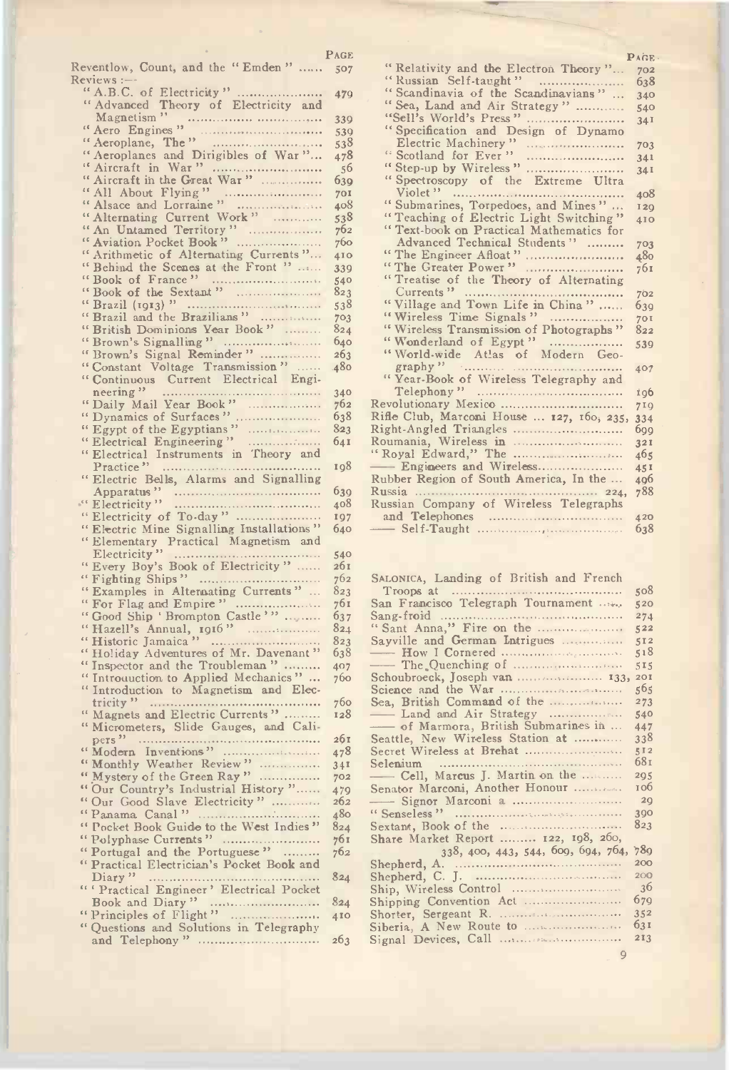| | PAGE |
|---|---|
| Reventlow, Count, and the "Emden" ...... | 507 |
| Reviews :— | |
| "A.B.C. of Electricity" .................... | 479 |
| "Advanced Theory of Electricity and Magnetism" .................................. | 339 |
| "Aero Engines" ................................ | 539 |
| "Aeroplane, The" ............................ | 538 |
| "Aeroplanes and Dirigibles of War"... | 478 |
| "Aircraft in War" ............................ | 56 |
| "Aircraft in the Great War" ............... | 639 |
| "All About Flying" .......................... | 701 |
| "Alsace and Lorraine" ..................... | 408 |
| "Alternating Current Work" ............. | 538 |
| "An Untamed Territory" ................... | 762 |
| "Aviation Pocket Book" ................... | 760 |
| "Arithmetic of Alternating Currents"... | 410 |
| "Behind the Scenes at the Front" ...... | 339 |
| "Book of France" ............................ | 540 |
| "Book of the Sextant" ..................... | 823 |
| "Brazil (1913)" ................................ | 538 |
| "Brazil and the Brazilians" ............... | 703 |
| "British Dominions Year Book" ......... | 824 |
| "Brown's Signalling" ........................ | 640 |
| "Brown's Signal Reminder" ............... | 263 |
| "Constant Voltage Transmission" ...... | 480 |
| "Continuous Current Electrical Engineering" ........................................ | 340 |
| "Daily Mail Year Book" .................... | 762 |
| "Dynamics of Surfaces" .................... | 638 |
| "Egypt of the Egyptians" .................. | 823 |
| "Electrical Engineering" ................... | 641 |
| "Electrical Instruments in Theory and Practice" ........................................ | 198 |
| "Electric Bells, Alarms and Signalling Apparatus" ...................................... | 639 |
| "Electricity" ..................................... | 408 |
| "Electricity of To-day" ..................... | 197 |
| "Electric Mine Signalling Installations" | 640 |
| "Elementary Practical Magnetism and Electricity" ..................................... | 540 |
| "Every Boy's Book of Electricity" ...... | 261 |
| "Fighting Ships" .............................. | 762 |
| "Examples in Alternating Currents" ... | 823 |
| "For Flag and Empire" ..................... | 761 |
| "Good Ship 'Brompton Castle'" .......... | 637 |
| "Hazell's Annual, 1916" ................... | 824 |
| "Historic Jamaica" ........................... | 823 |
| "Holiday Adventures of Mr. Davenant" | 638 |
| "Inspector and the Troubleman" ......... | 407 |
| "Introduction to Applied Mechanics" ... | 760 |
| "Introduction to Magnetism and Electricity" ........................................... | 760 |
| "Magnets and Electric Currents" ......... | 128 |
| "Micrometers, Slide Gauges, and Calipers" ............................................ | 261 |
| "Modern Inventions" ........................ | 478 |
| "Monthly Weather Review" ............... | 341 |
| "Mystery of the Green Ray" ............... | 702 |
| "Our Country's Industrial History"...... | 479 |
| "Our Good Slave Electricity" ............ | 262 |
| "Panama Canal" .............................. | 480 |
| "Pocket Book Guide to the West Indies" | 824 |
| "Polyphase Currents" ....................... | 761 |
| "Portugal and the Portuguese" ......... | 762 |
| "Practical Electrician's Pocket Book and Diary" ........................................... | 824 |
| "'Practical Engineer' Electrical Pocket Book and Diary" .............................. | 824 |
| "Principles of Flight" ...................... | 410 |
| "Questions and Solutions in Telegraphy and Telephony" .............................. | 263 |
| "Relativity and the Electron Theory"... | 702 |
| "Russian Self-taught" ..................... | 638 |
| "Scandinavia of the Scandinavians" ... | 340 |
| "Sea, Land and Air Strategy" ............ | 540 |
| "Sell's World's Press" ...................... | 341 |
| "Specification and Design of Dynamo Electric Machinery" ......................... | 703 |
| "Scotland for Ever" ........................ | 341 |
| "Step-up by Wireless" ..................... | 341 |
| "Spectroscopy of the Extreme Ultra Violet" ............................................ | 408 |
| "Submarines, Torpedoes, and Mines" ... | 129 |
| "Teaching of Electric Light Switching" | 410 |
| "Text-book on Practical Mathematics for Advanced Technical Students" ......... | 703 |
| "The Engineer Afloat" ..................... | 480 |
| "The Greater Power" ........................ | 761 |
| "Treatise of the Theory of Alternating Currents" ......................................... | 702 |
| "Village and Town Life in China" ...... | 639 |
| "Wireless Time Signals" ................... | 701 |
| "Wireless Transmission of Photographs" | 822 |
| "Wonderland of Egypt" .................... | 539 |
| "World-wide Atlas of Modern Geography" ............................................ | 407 |
| "Year-Book of Wireless Telegraphy and Telephony" ...................................... | 196 |
| Revolutionary Mexico .......................... | 719 |
| Rifle Club, Marconi House ... 127, 160, 235, | 334 |
| Right-Angled Triangles ......................... | 699 |
| Roumania, Wireless in ......................... | 321 |
| "Royal Edward," The .......................... | 465 |
| —— Engineers and Wireless.................... | 451 |
| Rubber Region of South America, In the ... | 496 |
| Russia .............................................. 224, | 788 |
| Russian Company of Wireless Telegraphs and Telephones ................................ | 420 |
| —— Self-Taught ................................. | 638 |
| | |
| SALONICA, Landing of British and French Troops at ......................................... | 508 |
| San Francisco Telegraph Tournament ...... | 520 |
| Sang-froid .......................................... | 274 |
| "Sant Anna," Fire on the ...................... | 522 |
| Sayville and German Intrigues ............... | 512 |
| —— How I Cornered ............................ | 518 |
| —— The Quenching of .......................... | 515 |
| Schoubroeck, Joseph van .................. 133, | 201 |
| Science and the War ............................. | 565 |
| Sea, British Command of the ................. | 273 |
| —— Land and Air Strategy ................... | 540 |
| —— of Marmora, British Submarines in ... | 447 |
| Seattle, New Wireless Station at ............ | 338 |
| Secret Wireless at Brehat ..................... | 512 |
| Selenium ............................................ | 681 |
| —— Cell, Marcus J. Martin on the .......... | 295 |
| Senator Marconi, Another Honour ......... | 106 |
| —— Signor Marconi a .......................... | 29 |
| "Senseless" ........................................ | 390 |
| Sextant, Book of the ............................ | 823 |
| Share Market Report ......... 122, 198, 260, 338, 400, 443, 544, 609, 694, 764, | 789 |
| Shepherd, A. ...................................... | 200 |
| Shepherd, C. J. .................................. | 200 |
| Ship, Wireless Control ......................... | 36 |
| Shipping Convention Act ...................... | 679 |
| Shorter, Sergeant R. ........................... | 352 |
| Siberia, A New Route to ....................... | 631 |
| Signal Devices, Call ............................. | 213 |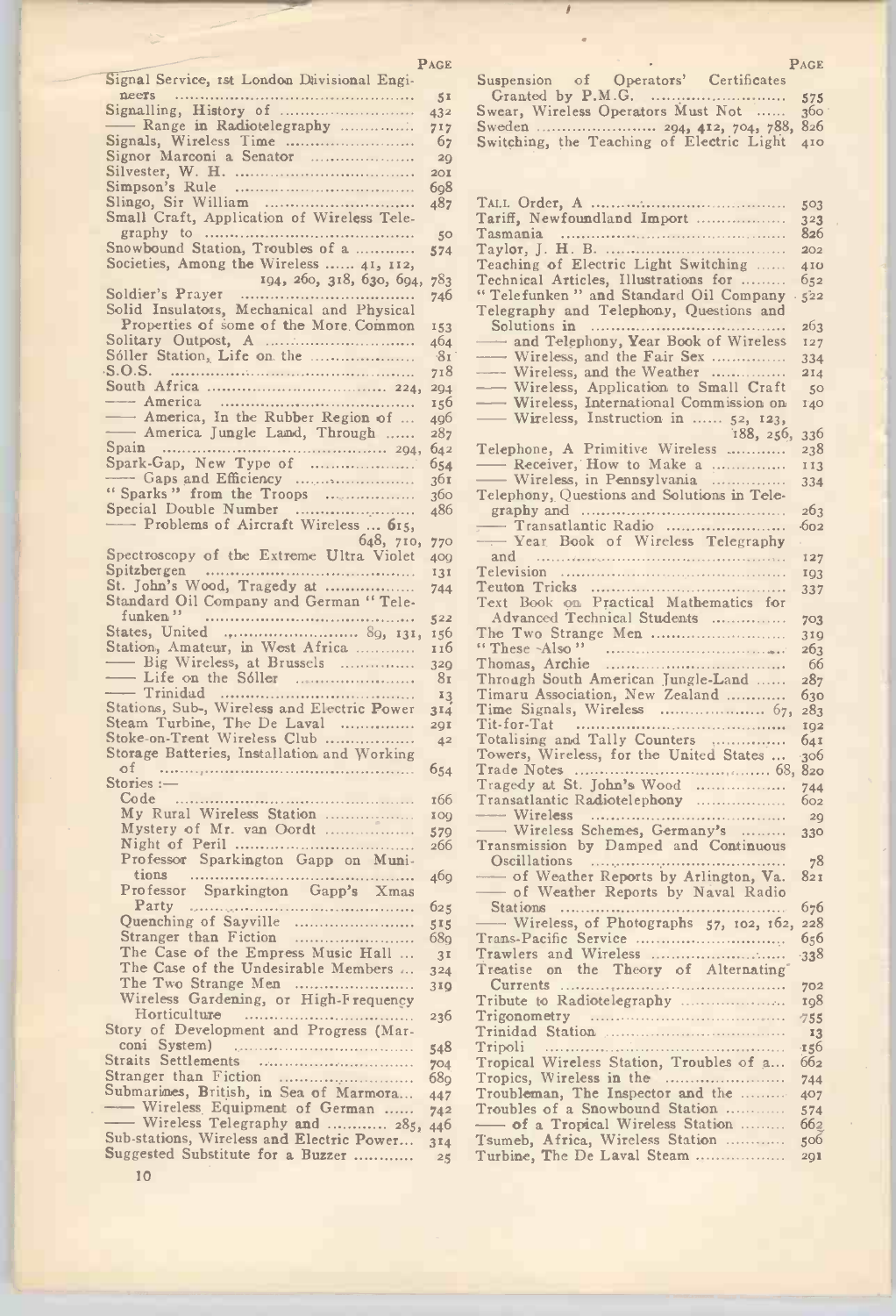PAGE

Signal Service, 1st London Divisional Engineers ... 51
Signalling, History of ... 432
—— Range in Radiotelegraphy ... 717
Signals, Wireless Time ... 67
Signor Marconi a Senator ... 29
Silvester, W. H. ... 201
Simpson's Rule ... 698
Slingo, Sir William ... 487
Small Craft, Application of Wireless Telegraphy to ... 50
Snowbound Station, Troubles of a ... 574
Societies, Among the Wireless ... 41, 112, 194, 260, 318, 630, 694, 783
Soldier's Prayer ... 746
Solid Insulators, Mechanical and Physical Properties of some of the More Common ... 153
Solitary Outpost, A ... 464
Sóller Station, Life on the ... 81
S.O.S. ... 718
South Africa ... 224, 294
—— America ... 156
—— America, In the Rubber Region of ... 496
—— America Jungle Land, Through ... 287
Spain ... 294, 642
Spark-Gap, New Type of ... 654
—— Gaps and Efficiency ... 361
"Sparks" from the Troops ... 360
Special Double Number ... 486
—— Problems of Aircraft Wireless ... 615, 648, 710, 770
Spectroscopy of the Extreme Ultra Violet 409
Spitzbergen ... 131
St. John's Wood, Tragedy at ... 744
Standard Oil Company and German "Telefunken" ... 522
States, United ... 89, 131, 156
Station, Amateur, in West Africa ... 116
—— Big Wireless, at Brussels ... 329
—— Life on the Sóller ... 81
—— Trinidad ... 13
Stations, Sub-, Wireless and Electric Power 314
Steam Turbine, The De Laval ... 291
Stoke-on-Trent Wireless Club ... 42
Storage Batteries, Installation and Working of ... 654
Stories:—
  Code ... 166
  My Rural Wireless Station ... 109
  Mystery of Mr. van Oordt ... 579
  Night of Peril ... 266
  Professor Sparkington Gapp on Munitions ... 469
  Professor Sparkington Gapp's Xmas Party ... 625
  Quenching of Sayville ... 515
  Stranger than Fiction ... 689
  The Case of the Empress Music Hall ... 31
  The Case of the Undesirable Members ... 324
  The Two Strange Men ... 319
  Wireless Gardening, or High-Frequency Horticulture ... 236
Story of Development and Progress (Marconi System) ... 548
Straits Settlements ... 704
Stranger than Fiction ... 689
Submarines, British, in Sea of Marmora... 447
—— Wireless Equipment of German ... 742
—— Wireless Telegraphy and ... 285, 446
Sub-stations, Wireless and Electric Power... 314
Suggested Substitute for a Buzzer ... 25

PAGE

Suspension of Operators' Certificates Granted by P.M.G. ... 575
Swear, Wireless Operators Must Not ... 360
Sweden ... 294, 412, 704, 788, 826
Switching, the Teaching of Electric Light 410

Tall Order, A ... 503
Tariff, Newfoundland Import ... 323
Tasmania ... 826
Taylor, J. H. B. ... 202
Teaching of Electric Light Switching ... 410
Technical Articles, Illustrations for ... 652
"Telefunken" and Standard Oil Company 522
Telegraphy and Telephony, Questions and Solutions in ... 263
—— and Telephony, Year Book of Wireless 127
—— Wireless, and the Fair Sex ... 334
—— Wireless, and the Weather ... 214
—— Wireless, Application to Small Craft 50
—— Wireless, International Commission on 140
—— Wireless, Instruction in ... 52, 123, 188, 256, 336
Telephone, A Primitive Wireless ... 238
—— Receiver, How to Make a ... 113
—— Wireless, in Pennsylvania ... 334
Telephony, Questions and Solutions in Telegraphy and ... 263
—— Transatlantic Radio ... 602
—— Year Book of Wireless Telegraphy and ... 127
Television ... 193
Teuton Tricks ... 337
Text Book on Practical Mathematics for Advanced Technical Students ... 703
The Two Strange Men ... 319
"These Also" ... 263
Thomas, Archie ... 66
Through South American Jungle-Land ... 287
Timaru Association, New Zealand ... 630
Time Signals, Wireless ... 67, 283
Tit-for-Tat ... 192
Totalising and Tally Counters ... 641
Towers, Wireless, for the United States ... 306
Trade Notes ... 68, 820
Tragedy at St. John's Wood ... 744
Transatlantic Radiotelephony ... 602
—— Wireless ... 29
—— Wireless Schemes, Germany's ... 330
Transmission by Damped and Continuous Oscillations ... 78
—— of Weather Reports by Arlington, Va. 821
—— of Weather Reports by Naval Radio Stations ... 676
—— Wireless, of Photographs 57, 102, 162, 228
Trans-Pacific Service ... 656
Trawlers and Wireless ... 338
Treatise on the Theory of Alternating Currents ... 702
Tribute to Radiotelegraphy ... 198
Trigonometry ... 755
Trinidad Station ... 13
Tripoli ... 156
Tropical Wireless Station, Troubles of a... 662
Tropics, Wireless in the ... 744
Troubleman, The Inspector and the ... 407
Troubles of a Snowbound Station ... 574
—— of a Tropical Wireless Station ... 662
Tsumeb, Africa, Wireless Station ... 506
Turbine, The De Laval Steam ... 291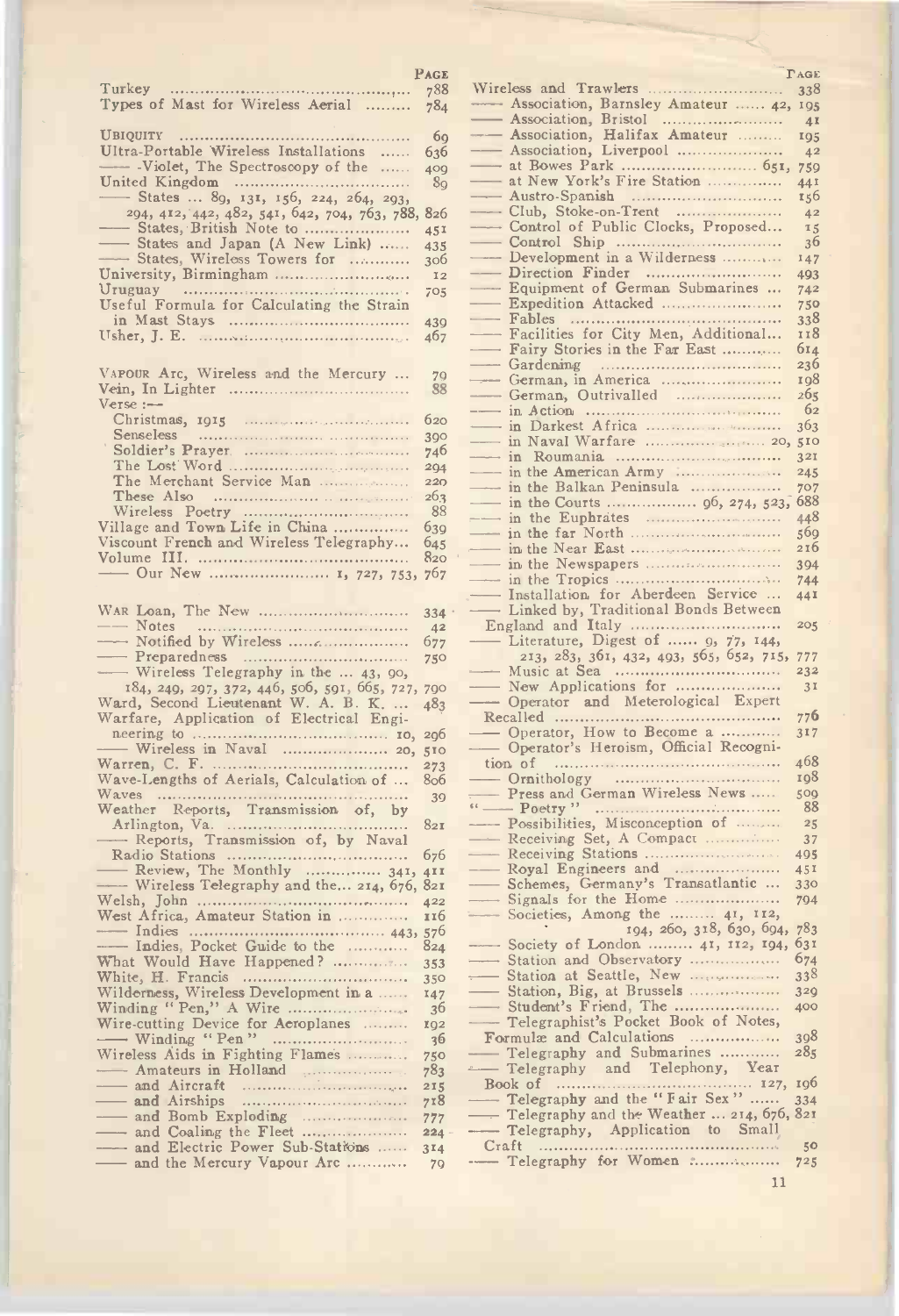PAGE

Turkey ........ 788
Types of Mast for Wireless Aerial ........ 784

UBIQUITY ........ 69
Ultra-Portable Wireless Installations ........ 636
—— -Violet, The Spectroscopy of the ........ 409
United Kingdom ........ 89
—— States ... 89, 131, 156, 224, 264, 293, 294, 412, 442, 482, 541, 642, 704, 763, 788, 826
—— States, British Note to ........ 451
—— States and Japan (A New Link) ........ 435
—— States, Wireless Towers for ........ 306
University, Birmingham ........ 12
Uruguay ........ 705
Useful Formula for Calculating the Strain in Mast Stays ........ 439
Usher, J. E. ........ 467

VAPOUR Arc, Wireless and the Mercury ... 79
Vein, In Lighter ........ 88
Verse :—
Christmas, 1915 ........ 620
Senseless ........ 390
Soldier's Prayer ........ 746
The Lost Word ........ 294
The Merchant Service Man ........ 220
These Also ........ 263
Wireless Poetry ........ 88
Village and Town Life in China ........ 639
Viscount French and Wireless Telegraphy... 645
Volume III. ........ 820
—— Our New ........ 1, 727, 753, 767

WAR Loan, The New ........ 334
—— Notes ........ 42
—— Notified by Wireless ........ 677
—— Preparedness ........ 750
—— Wireless Telegraphy in the ... 43, 90, 184, 249, 297, 372, 446, 506, 591, 665, 727, 790
Ward, Second Lieutenant W. A. B. K. ... 483
Warfare, Application of Electrical Engineering to ........ 10, 296
—— Wireless in Naval ........ 20, 510
Warren, C. F. ........ 273
Wave-Lengths of Aerials, Calculation of ... 806
Waves ........ 39
Weather Reports, Transmission of, by Arlington, Va. ........ 821
—— Reports, Transmission of, by Naval Radio Stations ........ 676
—— Review, The Monthly ........ 341, 411
—— Wireless Telegraphy and the... 214, 676, 821
Welsh, John ........ 422
West Africa, Amateur Station in ........ 116
—— Indies ........ 443, 576
—— Indies, Pocket Guide to the ........ 824
What Would Have Happened? ........ 353
White, H. Francis ........ 350
Wilderness, Wireless Development in a ........ 147
Winding "Pen," A Wire ........ 36
Wire-cutting Device for Aeroplanes ........ 192
—— Winding "Pen" ........ 36
Wireless Aids in Fighting Flames ........ 750
—— Amateurs in Holland ........ 783
—— and Aircraft ........ 215
—— and Airships ........ 718
—— and Bomb Exploding ........ 777
—— and Coaling the Fleet ........ 224
—— and Electric Power Sub-Stations ........ 314
—— and the Mercury Vapour Arc ........ 79

Wireless and Trawlers ........ 338
—— Association, Barnsley Amateur ........ 42, 195
—— Association, Bristol ........ 41
—— Association, Halifax Amateur ........ 195
—— Association, Liverpool ........ 42
—— at Bowes Park ........ 651, 759
—— at New York's Fire Station ........ 441
—— Austro-Spanish ........ 156
—— Club, Stoke-on-Trent ........ 42
—— Control of Public Clocks, Proposed... 15
—— Control Ship ........ 36
—— Development in a Wilderness ........ 147
—— Direction Finder ........ 493
—— Equipment of German Submarines ... 742
—— Expedition Attacked ........ 750
—— Fables ........ 338
—— Facilities for City Men, Additional... 118
—— Fairy Stories in the Far East ........ 614
—— Gardening ........ 236
—— German, in America ........ 198
—— German, Outrivalled ........ 265
—— in Action ........ 62
—— in Darkest Africa ........ 363
—— in Naval Warfare ........ 20, 510
—— in Roumania ........ 321
—— in the American Army ........ 245
—— in the Balkan Peninsula ........ 707
—— in the Courts ........ 96, 274, 523, 688
—— in the Euphrates ........ 448
—— in the far North ........ 569
—— in the Near East ........ 216
—— in the Newspapers ........ 394
—— in the Tropics ........ 744
—— Installation for Aberdeen Service ... 441
—— Linked by, Traditional Bonds Between England and Italy ........ 205
—— Literature, Digest of ........ 9, 77, 144, 213, 283, 361, 432, 493, 565, 652, 715, 777
—— Music at Sea ........ 232
—— New Applications for ........ 31
—— Operator and Meterological Expert Recalled ........ 776
—— Operator, How to Become a ........ 317
—— Operator's Heroism, Official Recognition of ........ 468
—— Ornithology ........ 198
—— Press and German Wireless News ........ 509
"—— Poetry" ........ 88
—— Possibilities, Misconception of ........ 25
—— Receiving Set, A Compact ........ 37
—— Receiving Stations ........ 495
—— Royal Engineers and ........ 451
—— Schemes, Germany's Transatlantic ... 330
—— Signals for the Home ........ 704
—— Societies, Among the ........ 41, 112, 194, 260, 318, 630, 694, 783
—— Society of London ........ 41, 112, 194, 631
—— Station and Observatory ........ 674
—— Station at Seattle, New ........ 338
—— Station, Big, at Brussels ........ 329
—— Student's Friend, The ........ 400
—— Telegraphist's Pocket Book of Notes, Formulæ and Calculations ........ 398
—— Telegraphy and Submarines ........ 285
—— Telegraphy and Telephony, Year Book of ........ 127, 196
—— Telegraphy and the "Fair Sex" ........ 334
—— Telegraphy and the Weather ... 214, 676, 821
—— Telegraphy, Application to Small Craft ........ 50
—— Telegraphy for Women ........ 725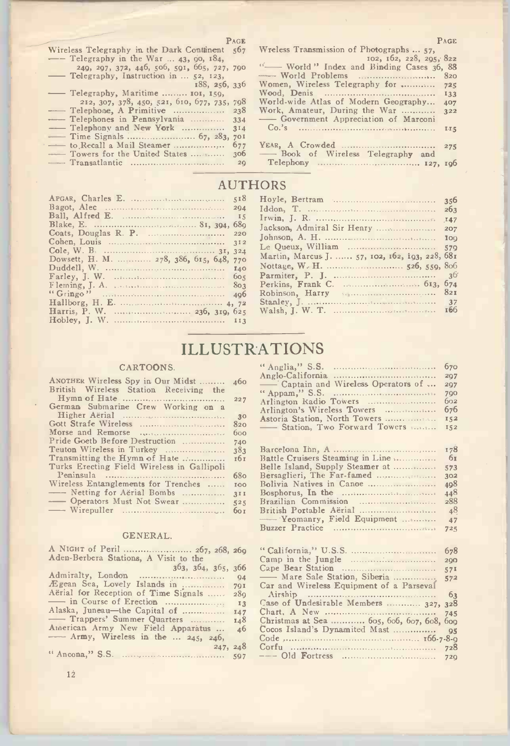PAGE

Wireless Telegraphy in the Dark Continent 567
— Telegraphy in the War ... 43, 90, 184, 249, 297, 372, 446, 506, 591, 665, 727, 790
— Telegraphy, Instruction in ... 52, 123, 188, 256, 336
— Telegraphy, Maritime ......... 101, 159, 212, 307, 378, 450, 521, 610, 677, 735, 798
— Telephone, A Primitive ............ 238
— Telephones in Pennsylvania ............ 334
— Telephony and New York ............ 314
— Time Signals ............ 67, 283, 701
— to Recall a Mail Steamer ............ 677
— Towers for the United States ............ 306
— Transatlantic ............ 29

Wireless Transmission of Photographs ... 57, 102, 162, 228, 295, 822
"— World" Index and Binding Cases 36, 88
— World Problems ............ 820
Women, Wireless Telegraphy for ............ 725
Wood, Denis ............ 133
World-wide Atlas of Modern Geography... 407
Work, Amateur, During the War ............ 322
— Government Appreciation of Marconi Co.'s ............ 115

YEAR, A Crowded ............ 275
— Book of Wireless Telegraphy and Telephony ............ 127, 196

## AUTHORS

APGAR, Charles E. ............ 518
Bagot, Alec ............ 294
Ball, Alfred E. ............ 15
Blake, E. ............ 81, 394, 689
Coats, Douglas R. P. ............ 220
Cohen, Louis ............ 312
Cole, W. B. ............ 31, 324
Dowsett, H. M. ............ 278, 386, 615, 648, 770
Duddell, W. ............ 140
Farley, J. W. ............ 605
Fleming, J. A. ............ 803
"Gringo" ............ 496
Hallborg, H. E. ............ 4, 72
Harris, P. W. ............ 236, 319, 625
Hobley, J. W. ............ 113
Hoyle, Bertram ............ 356
Iddon, T. ............ 263
Irwin, J. R. ............ 147
Jackson, Admiral Sir Henry ............ 207
Johnson, A. H. ............ 109
Le Queux, William ............ 579
Martin, Marcus J. ...... 57, 102, 162, 193, 228, 681
Nottage, W. H. ............ 526, 559, 806
Parmiter, P. J. ............ 36
Perkins, Frank C. ............ 613, 674
Robinson, Harry ............ 821
Stanley, J. ............ 37
Walsh, J. W. T. ............ 166

## ILLUSTRATIONS

### CARTOONS.

ANOTHER Wireless Spy in Our Midst ......... 460
British Wireless Station Receiving the Hymn of Hate ............ 227
German Submarine Crew Working on a Higher Aërial ............ 30
Gott Strafe Wireless ............ 820
Morse and Remorse ............ 600
Pride Goeth Before Destruction ............ 740
Teuton Wireless in Turkey ............ 383
Transmitting the Hymn of Hate ............ 161
Turks Erecting Field Wireless in Gallipoli Peninsula ............ 680
Wireless Entanglements for Trenches ...... 100
— Netting for Aërial Bombs ............ 311
— Operators Must Not Swear ............ 525
— Wirepuller ............ 601

### GENERAL.

A NIGHT of Peril ............ 267, 268, 269
Aden-Berbera Stations, A Visit to the 363, 364, 365, 366
Admiralty, London ............ 94
Ægean Sea, Lovely Islands in ............ 791
Aërial for Reception of Time Signals ...... 289
— in Course of Erection ............ 13
Alaska, Juneau—the Capital of ............ 147
— Trappers' Summer Quarters ............ 148
American Army New Field Apparatus ... 46
— Army, Wireless in the ... 245, 246, 247, 248
"Ancona," S.S. ............ 597

"Anglia," S.S. ............ 670
Anglo-California ............ 297
— Captain and Wireless Operators of ... 297
"Appam," S.S. ............ 790
Arlington Radio Towers ............ 602
Arlington's Wireless Towers ............ 676
Astoria Station, North Towers ............ 152
— Station, Two Forward Towers ............ 152

Barcelona Inn, A ............ 178
Battle Cruisers Steaming in Line ............ 61
Belle Island, Supply Steamer at ............ 573
Bersaglieri, The Far-famed ............ 302
Bolivia Natives in Canoe ............ 498
Bosphorus, In the ............ 448
Brazilian Commission ............ 288
British Portable Aërial ............ 48
— Yeomanry, Field Equipment ............ 47
Buzzer Practice ............ 725

"California," U.S.S. ............ 678
Camp in the Jungle ............ 290
Cape Bear Station ............ 571
— Mare Sale Station, Siberia ............ 572
Car and Wireless Equipment of a Parseval Airship ............ 63
Case of Undesirable Members ............ 327, 328
Chart, A New ............ 745
Christmas at Sea ............ 605, 606, 607, 608, 609
Cocos Island's Dynamited Mast ............ 95
Code ............ 166-7-8-9
Corfu ............ 728
— Old Fortress ............ 729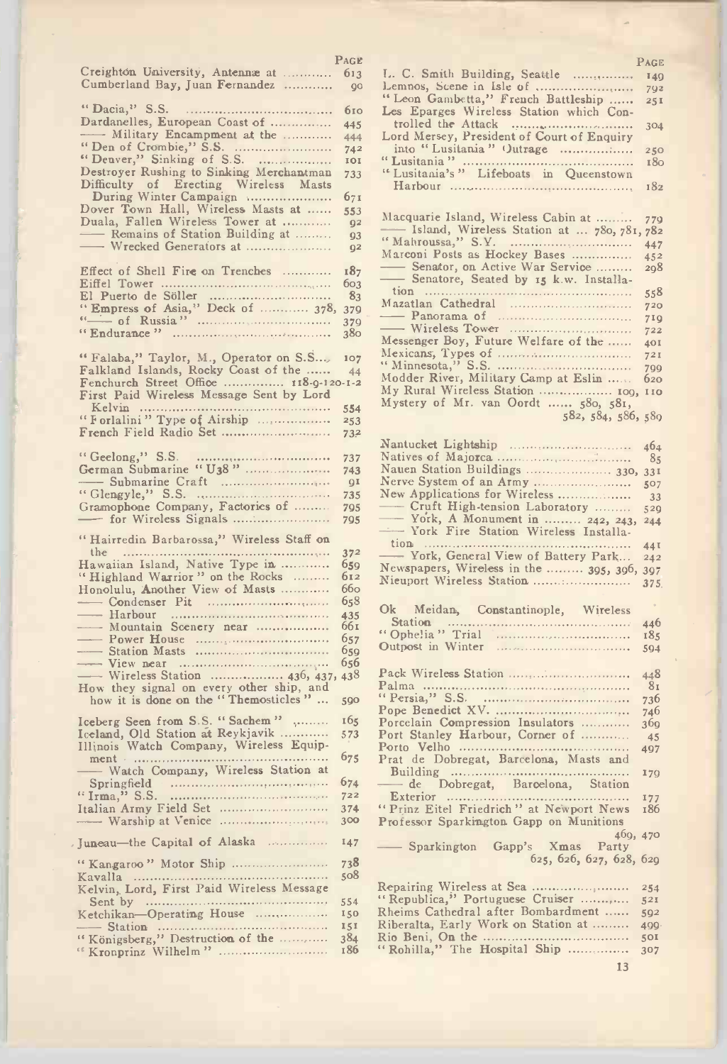| | Page |
|---|---|
| Creighton University, Antennæ at | 613 |
| Cumberland Bay, Juan Fernandez | 90 |
| "Dacia," S.S. | 610 |
| Dardanelles, European Coast of | 445 |
| —— Military Encampment at the | 444 |
| "Den of Crombie," S.S. | 742 |
| "Denver," Sinking of S.S. | 101 |
| Destroyer Rushing to Sinking Merchantman | 733 |
| Difficulty of Erecting Wireless Masts During Winter Campaign | 671 |
| Dover Town Hall, Wireless Masts at | 553 |
| Duala, Fallen Wireless Tower at | 92 |
| —— Remains of Station Building at | 93 |
| —— Wrecked Generators at | 92 |
| Effect of Shell Fire on Trenches | 187 |
| Eiffel Tower | 603 |
| El Puerto de Söller | 83 |
| "Empress of Asia," Deck of | 378, 379 |
| "—— of Russia" | 379 |
| "Endurance" | 380 |
| "Falaba," Taylor, M., Operator on S.S. | 107 |
| Falkland Islands, Rocky Coast of the | 44 |
| Fenchurch Street Office | 118-9-120-1-2 |
| First Paid Wireless Message Sent by Lord Kelvin | 554 |
| "Forlalini" Type of Airship | 253 |
| French Field Radio Set | 732 |
| "Geelong," S.S. | 737 |
| German Submarine "U38" | 743 |
| —— Submarine Craft | 91 |
| "Glengyle," S.S. | 735 |
| Gramophone Company, Factories of | 795 |
| —— for Wireless Signals | 795 |
| "Hairredin Barbarossa," Wireless Staff on the | 372 |
| Hawaiian Island, Native Type in | 659 |
| "Highland Warrior" on the Rocks | 612 |
| Honolulu, Another View of Masts | 660 |
| —— Condenser Pit | 658 |
| —— Harbour | 435 |
| —— Mountain Scenery near | 661 |
| —— Power House | 657 |
| —— Station Masts | 659 |
| —— View near | 656 |
| —— Wireless Station | 436, 437, 438 |
| How they signal on every other ship, and how it is done on the "Themostocles" | 590 |
| Iceberg Seen from S.S. "Sachem" | 165 |
| Iceland, Old Station at Reykjavik | 573 |
| Illinois Watch Company, Wireless Equipment | 675 |
| —— Watch Company, Wireless Station at Springfield | 674 |
| "Irma," S.S. | 722 |
| Italian Army Field Set | 374 |
| —— Warship at Venice | 300 |
| Juneau—the Capital of Alaska | 147 |
| "Kangaroo" Motor Ship | 738 |
| Kavalla | 508 |
| Kelvin, Lord, First Paid Wireless Message Sent by | 554 |
| Ketchikan—Operating House | 150 |
| —— Station | 151 |
| "Königsberg," Destruction of the | 384 |
| "Kronprinz Wilhelm" | 186 |
| L. C. Smith Building, Seattle | 149 |
| Lemnos, Scene in Isle of | 792 |
| "Leon Gambetta," French Battleship | 251 |
| Les Eparges Wireless Station which Controlled the Attack | 304 |
| Lord Mersey, President of Court of Enquiry into "Lusitania" Outrage | 250 |
| "Lusitania" | 180 |
| "Lusitania's" Lifeboats in Queenstown Harbour | 182 |
| Macquarie Island, Wireless Cabin at | 779 |
| —— Island, Wireless Station at | 780, 781, 782 |
| "Mahroussa," S.Y. | 447 |
| Marconi Posts as Hockey Bases | 452 |
| —— Senator, on Active War Service | 298 |
| —— Senatore, Seated by 15 k.w. Installation | 558 |
| Mazatlan Cathedral | 720 |
| —— Panorama of | 719 |
| —— Wireless Tower | 722 |
| Messenger Boy, Future Welfare of the | 401 |
| Mexicans, Types of | 721 |
| "Minnesota," S.S. | 799 |
| Modder River, Military Camp at Eslin | 620 |
| My Rural Wireless Station | 109, 110 |
| Mystery of Mr. van Oordt | 580, 581, 582, 584, 586, 589 |
| Nantucket Lightship | 464 |
| Natives of Majorca | 85 |
| Nauen Station Buildings | 330, 331 |
| Nerve System of an Army | 507 |
| New Applications for Wireless | 33 |
| —— Cruft High-tension Laboratory | 529 |
| —— York, A Monument in | 242, 243, 244 |
| —— York Fire Station Wireless Installation | 441 |
| —— York, General View of Battery Park | 242 |
| Newspapers, Wireless in the | 395, 396, 397 |
| Nieuport Wireless Station | 375 |
| Ok Meidan, Constantinople, Wireless Station | 446 |
| "Ophelia" Trial | 185 |
| Outpost in Winter | 594 |
| Pack Wireless Station | 448 |
| Palma | 81 |
| "Persia," S.S. | 736 |
| Pope Benedict XV. | 746 |
| Porcelain Compression Insulators | 369 |
| Port Stanley Harbour, Corner of | 45 |
| Porto Velho | 497 |
| Prat de Dobregat, Barcelona, Masts and Building | 179 |
| —— de Dobregat, Barcelona, Station Exterior | 177 |
| "Prinz Eitel Friedrich" at Newport News | 186 |
| Professor Sparkington Gapp on Munitions | 469, 470 |
| —— Sparkington Gapp's Xmas Party | 625, 626, 627, 628, 629 |
| Repairing Wireless at Sea | 254 |
| "Republica," Portuguese Cruiser | 521 |
| Rheims Cathedral after Bombardment | 592 |
| Riberalta, Early Work on Station at | 499 |
| Rio Beni, On the | 501 |
| "Rohilla," The Hospital Ship | 307 |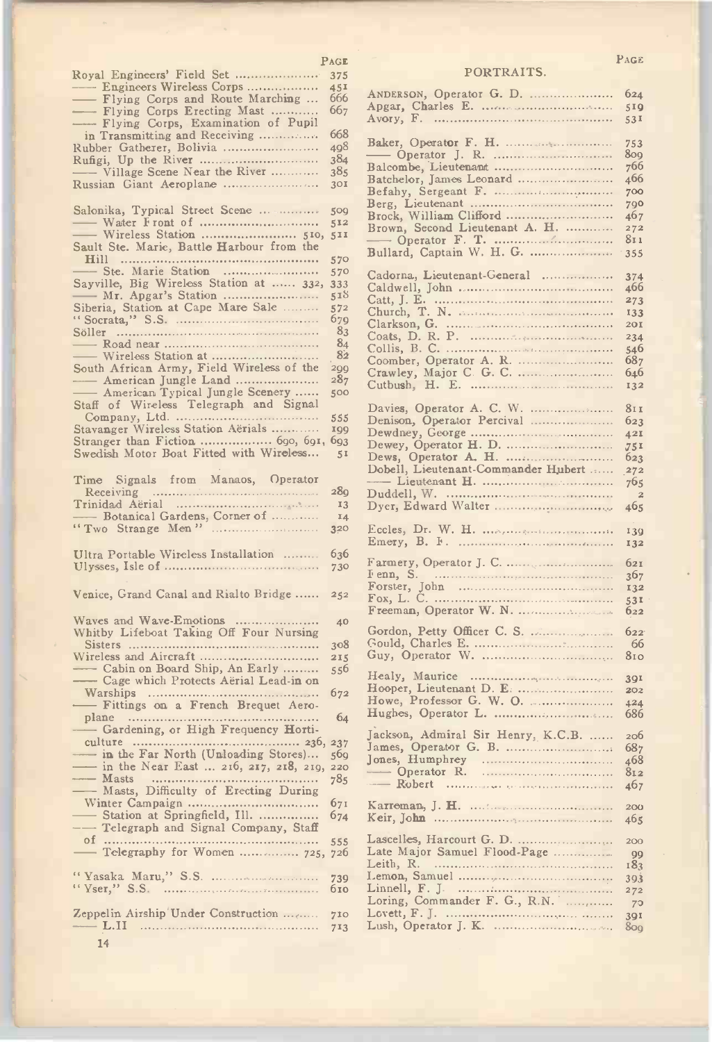| | Page |
|---|---|
| Royal Engineers' Field Set | 375 |
| —— Engineers Wireless Corps | 451 |
| —— Flying Corps and Route Marching | 666 |
| —— Flying Corps Erecting Mast | 667 |
| —— Flying Corps, Examination of Pupil in Transmitting and Receiving | 668 |
| Rubber Gatherer, Bolivia | 498 |
| Rufigi, Up the River | 384 |
| —— Village Scene Near the River | 385 |
| Russian Giant Aeroplane | 301 |
| Salonika, Typical Street Scene | 509 |
| —— Water Front of | 512 |
| —— Wireless Station | 510, 511 |
| Sault Ste. Marie, Battle Harbour from the Hill | 570 |
| —— Ste. Marie Station | 570 |
| Sayville, Big Wireless Station at | 332, 333 |
| —— Mr. Apgar's Station | 518 |
| Siberia, Station at Cape Mare Sale | 572 |
| "Socrata," S.S. | 679 |
| Söller | 83 |
| —— Road near | 84 |
| —— Wireless Station at | 82 |
| South African Army, Field Wireless of the | 299 |
| —— American Jungle Land | 287 |
| —— American Typical Jungle Scenery | 500 |
| Staff of Wireless Telegraph and Signal Company, Ltd. | 555 |
| Stavanger Wireless Station Aërials | 199 |
| Stranger than Fiction | 690, 691, 693 |
| Swedish Motor Boat Fitted with Wireless | 51 |
| Time Signals from Manaos, Operator Receiving | 289 |
| Trinidad Aërial | 13 |
| —— Botanical Gardens, Corner of | 14 |
| "Two Strange Men" | 320 |
| Ultra Portable Wireless Installation | 636 |
| Ulysses, Isle of | 730 |
| Venice, Grand Canal and Rialto Bridge | 252 |
| Waves and Wave-Emotions | 40 |
| Whitby Lifeboat Taking Off Four Nursing Sisters | 308 |
| Wireless and Aircraft | 215 |
| —— Cabin on Board Ship, An Early | 556 |
| —— Cage which Protects Aërial Lead-in on Warships | 672 |
| —— Fittings on a French Brequet Aeroplane | 64 |
| —— Gardening, or High Frequency Horticulture | 236, 237 |
| —— in the Far North (Unloading Stores) | 569 |
| —— in the Near East | 216, 217, 218, 219, 220 |
| —— Masts | 785 |
| —— Masts, Difficulty of Erecting During Winter Campaign | 671 |
| —— Station at Springfield, Ill. | 674 |
| —— Telegraph and Signal Company, Staff of | 555 |
| —— Telegraphy for Women | 725, 726 |
| "Yasaka Maru," S.S. | 739 |
| "Yser," S.S. | 610 |
| Zeppelin Airship Under Construction | 710 |
| —— L.II | 713 |

## PORTRAITS.

| | Page |
|---|---|
| ANDERSON, Operator G. D. | 624 |
| Apgar, Charles E. | 519 |
| Avory, F. | 531 |
| Baker, Operator F. H. | 753 |
| —— Operator J. R. | 809 |
| Balcombe, Lieutenant | 766 |
| Batchelor, James Leonard | 466 |
| Befahy, Sergeant F. | 700 |
| Berg, Lieutenant | 790 |
| Brock, William Clifford | 467 |
| Brown, Second Lieutenant A. H. | 272 |
| —— Operator F. T. | 811 |
| Bullard, Captain W. H. G. | 355 |
| Cadorna, Lieutenant-General | 374 |
| Caldwell, John | 466 |
| Catt, J. E. | 273 |
| Church, T. N. | 133 |
| Clarkson, G. | 201 |
| Coats, D. R. P. | 234 |
| Collis, B. C. | 546 |
| Coomber, Operator A. R. | 687 |
| Crawley, Major C. G. C. | 646 |
| Cutbush, H. E. | 132 |
| Davies, Operator A. C. W. | 811 |
| Denison, Operator Percival | 623 |
| Dewdney, George | 421 |
| Dewey, Operator H. D. | 751 |
| Dews, Operator A. H. | 623 |
| Dobell, Lieutenant-Commander Hubert | 272 |
| —— Lieutenant H. | 765 |
| Duddell, W. | 2 |
| Dyer, Edward Walter | 465 |
| Eccles, Dr. W. H. | 139 |
| Emery, B. F. | 132 |
| Farmery, Operator J. C. | 621 |
| Fenn, S. | 367 |
| Forster, John | 132 |
| Fox, L. C. | 531 |
| Freeman, Operator W. N. | 622 |
| Gordon, Petty Officer C. S. | 622 |
| Gould, Charles E. | 66 |
| Guy, Operator W. | 810 |
| Healy, Maurice | 391 |
| Hooper, Lieutenant D. E. | 202 |
| Howe, Professor G. W. O. | 424 |
| Hughes, Operator L. | 686 |
| Jackson, Admiral Sir Henry, K.C.B. | 206 |
| James, Operator G. B. | 687 |
| Jones, Humphrey | 468 |
| —— Operator R. | 812 |
| —— Robert | 467 |
| Karreman, J. H. | 200 |
| Keir, John | 465 |
| Lascelles, Harcourt G. D. | 200 |
| Late Major Samuel Flood-Page | 99 |
| Leith, R. | 183 |
| Lemon, Samuel | 393 |
| Linnell, F. J. | 272 |
| Loring, Commander F. G., R.N. | 70 |
| Lovett, F. J. | 391 |
| Lush, Operator J. K. | 809 |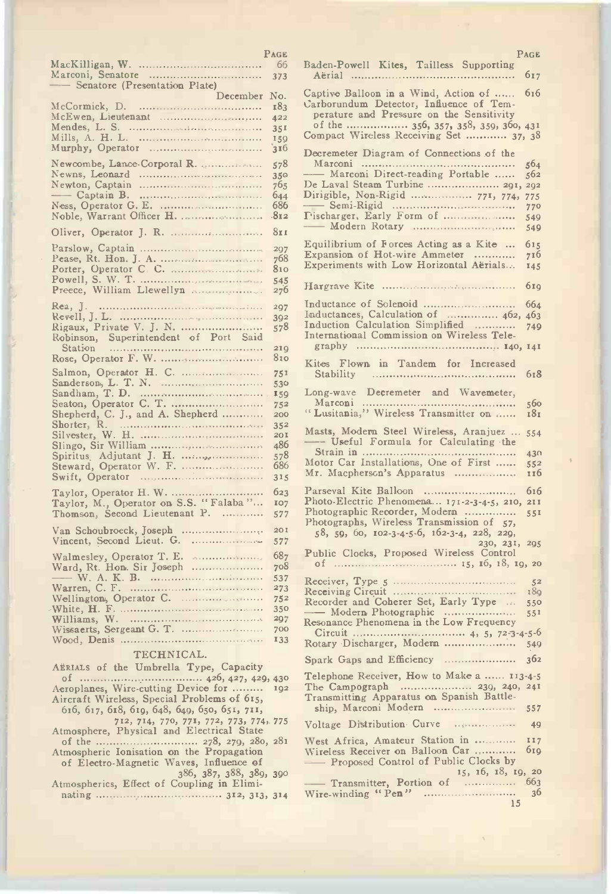| | PAGE |
|---|---|
| MacKilligan, W. | 66 |
| Marconi, Senatore | 373 |
| —— Senatore (Presentation Plate) | December No. |
| McCormick, D. | 183 |
| McEwen, Lieutenant | 422 |
| Mendes, L. S. | 351 |
| Mills, A. H. L. | 159 |
| Murphy, Operator | 316 |
| Newcombe, Lance-Corporal R. | 578 |
| Newns, Leonard | 350 |
| Newton, Captain | 765 |
| —— Captain B. | 644 |
| Ness, Operator G. E. | 686 |
| Noble, Warrant Officer H. | 812 |
| Oliver, Operator J. R. | 811 |
| Parslow, Captain | 297 |
| Pease, Rt. Hon. J. A. | 768 |
| Porter, Operator C. C. | 810 |
| Powell, S. W. T. | 545 |
| Preece, William Llewellyn | 276 |
| Rea, J. | 297 |
| Revell, J. L. | 392 |
| Rigaux, Private V. J. N. | 578 |
| Robinson, Superintendent of Port Said Station | 219 |
| Rose, Operator F. W. | 810 |
| Salmon, Operator H. C. | 751 |
| Sanderson, L. T. N. | 530 |
| Sandham, T. D. | 159 |
| Seaton, Operator C. T. | 752 |
| Shepherd, C. J., and A. Shepherd | 200 |
| Shorter, R. | 352 |
| Silvester, W. H. | 201 |
| Slingo, Sir William | 486 |
| Spiritus, Adjutant J. H. | 578 |
| Steward, Operator W. F. | 686 |
| Swift, Operator | 315 |
| Taylor, Operator H. W. | 623 |
| Taylor, M., Operator on S.S. "Falaba" | 107 |
| Thomson, Second Lieutenant P. | 577 |
| Van Schoubroeck, Joseph | 201 |
| Vincent, Second Lieut. G. | 577 |
| Walmesley, Operator T. E. | 687 |
| Ward, Rt. Hon. Sir Joseph | 708 |
| —— W. A. K. B. | 537 |
| Warren, C. F. | 273 |
| Wellington, Operator C. | 752 |
| White, H. F. | 350 |
| Williams, W. | 297 |
| Wissaerts, Sergeant G. T. | 700 |
| Wood, Denis | 133 |

## TECHNICAL.

| | PAGE |
|---|---|
| AËRIALS of the Umbrella Type, Capacity of | 426, 427, 429, 430 |
| Aeroplanes, Wire-cutting Device for | 192 |
| Aircraft Wireless, Special Problems of 615, 616, 617, 618, 619, 648, 649, 650, 651, 711, 712, 714, 770, 771, 772, 773, 774, | 775 |
| Atmosphere, Physical and Electrical State of the | 278, 279, 280, 281 |
| Atmospheric Ionisation on the Propagation of Electro-Magnetic Waves, Influence of | 386, 387, 388, 389, 390 |
| Atmospherics, Effect of Coupling in Eliminating | 312, 313, 314 |
| Baden-Powell Kites, Tailless Supporting Aërial | 617 |
| Captive Balloon in a Wind, Action of | 616 |
| Carborundum Detector, Influence of Temperature and Pressure on the Sensitivity of the | 356, 357, 358, 359, 360, 431 |
| Compact Wireless Receiving Set | 37, 38 |
| Decremeter Diagram of Connections of the Marconi | 564 |
| —— Marconi Direct-reading Portable | 562 |
| De Laval Steam Turbine | 291, 292 |
| Dirigible, Non-Rigid | 771, 774, 775 |
| —— Semi-Rigid | 770 |
| Discharger, Early Form of | 549 |
| —— Modern Rotary | 549 |
| Equilibrium of Forces Acting as a Kite | 615 |
| Expansion of Hot-wire Ammeter | 716 |
| Experiments with Low Horizontal Aërials | 145 |
| Hargrave Kite | 619 |
| Inductance of Solenoid | 664 |
| Inductances, Calculation of | 462, 463 |
| Induction Calculation Simplified | 749 |
| International Commission on Wireless Telegraphy | 140, 141 |
| Kites Flown in Tandem for Increased Stability | 618 |
| Long-wave Decremeter and Wavemeter, Marconi | 560 |
| "Lusitania," Wireless Transmitter on | 181 |
| Masts, Modern Steel Wireless, Aranjuez | 554 |
| —— Useful Formula for Calculating the Strain in | 430 |
| Motor Car Installations, One of First | 552 |
| Mr. Macpherson's Apparatus | 116 |
| Parseval Kite Balloon | 616 |
| Photo-Electric Phenomena | 171-2-3-4-5, 210, 211 |
| Photographic Recorder, Modern | 551 |
| Photographs, Wireless Transmission of 57, 58, 59, 60, 102-3-4-5-6, 162-3-4, 228, 229, | 230, 231, 295 |
| Public Clocks, Proposed Wireless Control of | 15, 16, 18, 19, 20 |
| Receiver, Type 5 | 52 |
| Receiving Circuit | 189 |
| Recorder and Coherer Set, Early Type | 550 |
| —— Modern Photographic | 551 |
| Resonance Phenomena in the Low Frequency Circuit | 4, 5, 72-3-4-5-6 |
| Rotary Discharger, Modern | 549 |
| Spark Gaps and Efficiency | 362 |
| Telephone Receiver, How to Make a | 113-4-5 |
| The Campograph | 239, 240, 241 |
| Transmitting Apparatus on Spanish Battleship, Marconi Modern | 557 |
| Voltage Distribution Curve | 49 |
| West Africa, Amateur Station in | 117 |
| Wireless Receiver on Balloon Car | 619 |
| —— Proposed Control of Public Clocks by | 15, 16, 18, 19, 20 |
| —— Transmitter, Portion of | 663 |
| Wire-winding "Pen" | 36 |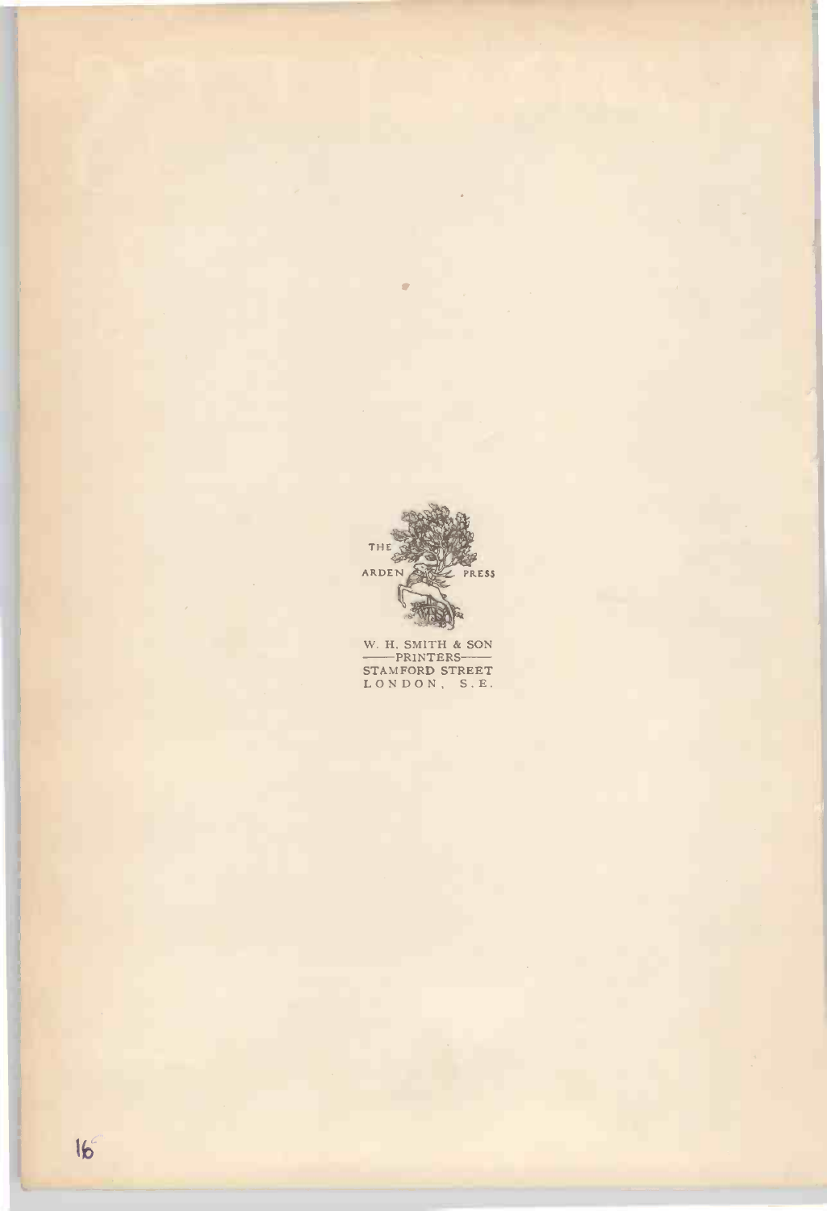THE ARDEN PRESS

W. H. SMITH & SON
——PRINTERS——
STAMFORD STREET
LONDON, S.E.